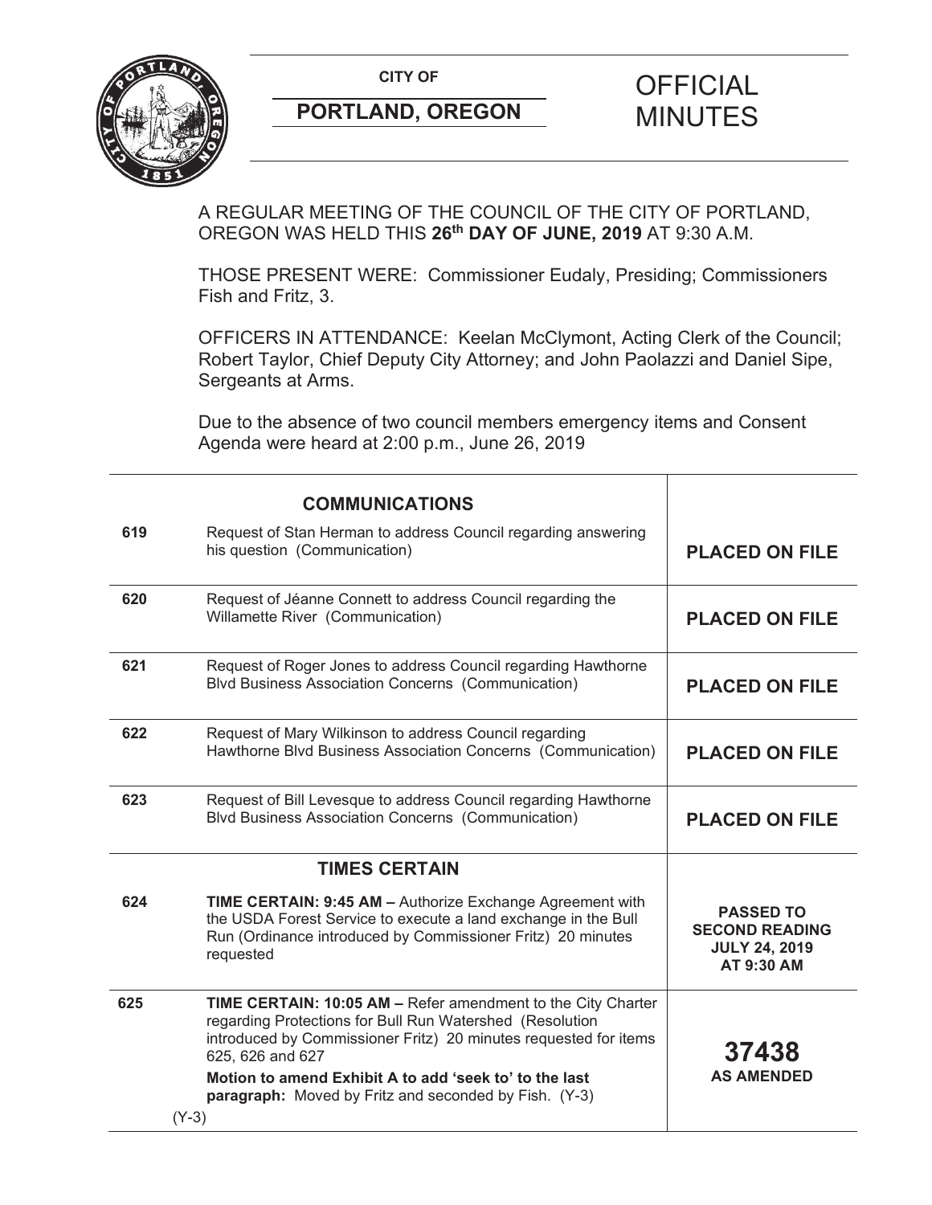**CITY OF**

**PORTLAND, OREGON**

# OFFICIAL MINUTES

A REGULAR MEETING OF THE COUNCIL OF THE CITY OF PORTLAND, OREGON WAS HELD THIS **26th DAY OF JUNE, 2019** AT 9:30 A.M.

THOSE PRESENT WERE: Commissioner Eudaly, Presiding; Commissioners Fish and Fritz, 3.

OFFICERS IN ATTENDANCE: Keelan McClymont, Acting Clerk of the Council; Robert Taylor, Chief Deputy City Attorney; and John Paolazzi and Daniel Sipe, Sergeants at Arms.

Due to the absence of two council members emergency items and Consent Agenda were heard at 2:00 p.m., June 26, 2019

| | **COMMUNICATIONS** | |
|---|---|---|
| **619** | Request of Stan Herman to address Council regarding answering his question (Communication) | **PLACED ON FILE** |
| **620** | Request of Jéanne Connett to address Council regarding the Willamette River (Communication) | **PLACED ON FILE** |
| **621** | Request of Roger Jones to address Council regarding Hawthorne Blvd Business Association Concerns (Communication) | **PLACED ON FILE** |
| **622** | Request of Mary Wilkinson to address Council regarding Hawthorne Blvd Business Association Concerns (Communication) | **PLACED ON FILE** |
| **623** | Request of Bill Levesque to address Council regarding Hawthorne Blvd Business Association Concerns (Communication) | **PLACED ON FILE** |
| | **TIMES CERTAIN** | |
| **624** | **TIME CERTAIN: 9:45 AM –** Authorize Exchange Agreement with the USDA Forest Service to execute a land exchange in the Bull Run (Ordinance introduced by Commissioner Fritz) 20 minutes requested | **PASSED TO SECOND READING JULY 24, 2019 AT 9:30 AM** |
| **625** | **TIME CERTAIN: 10:05 AM –** Refer amendment to the City Charter regarding Protections for Bull Run Watershed (Resolution introduced by Commissioner Fritz) 20 minutes requested for items 625, 626 and 627<br>**Motion to amend Exhibit A to add 'seek to' to the last paragraph:** Moved by Fritz and seconded by Fish. (Y-3)<br>(Y-3) | **37438 AS AMENDED** |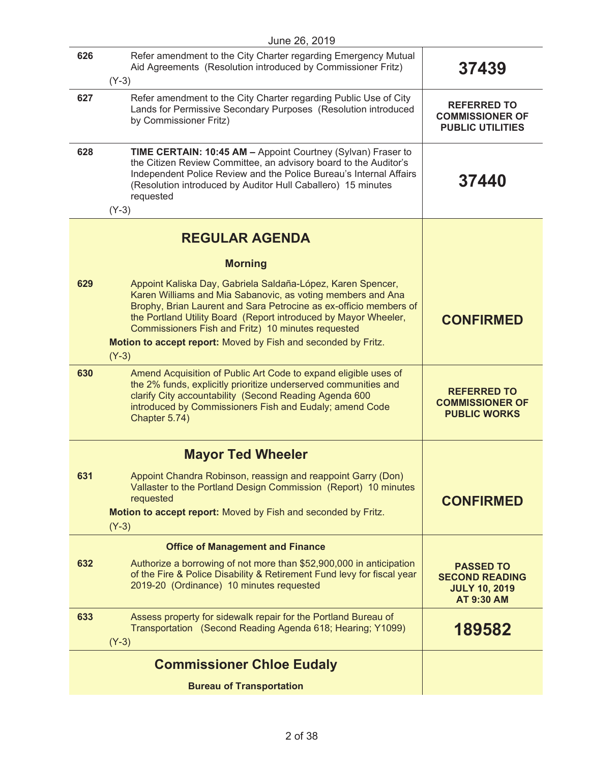June 26, 2019

| | | |
|---|---|---|
| 626 | Refer amendment to the City Charter regarding Emergency Mutual Aid Agreements (Resolution introduced by Commissioner Fritz)<br>(Y-3) | **37439** |
| 627 | Refer amendment to the City Charter regarding Public Use of City Lands for Permissive Secondary Purposes (Resolution introduced by Commissioner Fritz) | **REFERRED TO COMMISSIONER OF PUBLIC UTILITIES** |
| 628 | **TIME CERTAIN: 10:45 AM –** Appoint Courtney (Sylvan) Fraser to the Citizen Review Committee, an advisory board to the Auditor's Independent Police Review and the Police Bureau's Internal Affairs (Resolution introduced by Auditor Hull Caballero) 15 minutes requested<br>(Y-3) | **37440** |

## REGULAR AGENDA

### Morning

| | | |
|---|---|---|
| 629 | Appoint Kaliska Day, Gabriela Saldaña-López, Karen Spencer, Karen Williams and Mia Sabanovic, as voting members and Ana Brophy, Brian Laurent and Sara Petrocine as ex-officio members of the Portland Utility Board (Report introduced by Mayor Wheeler, Commissioners Fish and Fritz) 10 minutes requested<br>**Motion to accept report:** Moved by Fish and seconded by Fritz.<br>(Y-3) | **CONFIRMED** |
| 630 | Amend Acquisition of Public Art Code to expand eligible uses of the 2% funds, explicitly prioritize underserved communities and clarify City accountability (Second Reading Agenda 600 introduced by Commissioners Fish and Eudaly; amend Code Chapter 5.74) | **REFERRED TO COMMISSIONER OF PUBLIC WORKS** |

## Mayor Ted Wheeler

| | | |
|---|---|---|
| 631 | Appoint Chandra Robinson, reassign and reappoint Garry (Don) Vallaster to the Portland Design Commission (Report) 10 minutes requested<br>**Motion to accept report:** Moved by Fish and seconded by Fritz.<br>(Y-3) | **CONFIRMED** |

### Office of Management and Finance

| | | |
|---|---|---|
| 632 | Authorize a borrowing of not more than $52,900,000 in anticipation of the Fire & Police Disability & Retirement Fund levy for fiscal year 2019-20 (Ordinance) 10 minutes requested | **PASSED TO SECOND READING JULY 10, 2019 AT 9:30 AM** |
| 633 | Assess property for sidewalk repair for the Portland Bureau of Transportation (Second Reading Agenda 618; Hearing; Y1099)<br>(Y-3) | **189582** |

## Commissioner Chloe Eudaly

### Bureau of Transportation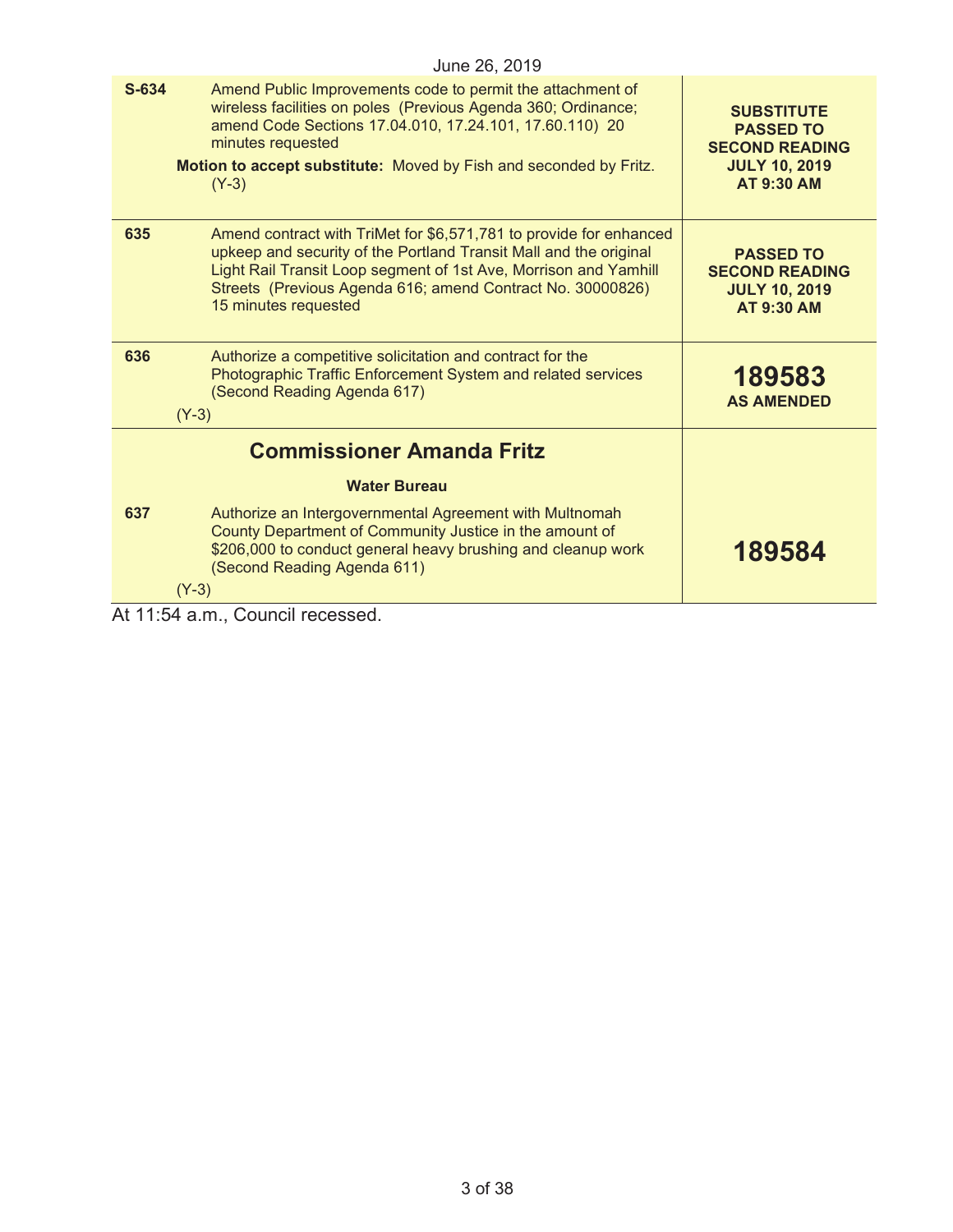June 26, 2019

| | | |
|---|---|---|
| **S-634** | Amend Public Improvements code to permit the attachment of wireless facilities on poles (Previous Agenda 360; Ordinance; amend Code Sections 17.04.010, 17.24.101, 17.60.110) 20 minutes requested<br>**Motion to accept substitute:** Moved by Fish and seconded by Fritz. (Y-3) | **SUBSTITUTE PASSED TO SECOND READING JULY 10, 2019 AT 9:30 AM** |
| **635** | Amend contract with TriMet for $6,571,781 to provide for enhanced upkeep and security of the Portland Transit Mall and the original Light Rail Transit Loop segment of 1st Ave, Morrison and Yamhill Streets (Previous Agenda 616; amend Contract No. 30000826) 15 minutes requested | **PASSED TO SECOND READING JULY 10, 2019 AT 9:30 AM** |
| **636** | Authorize a competitive solicitation and contract for the Photographic Traffic Enforcement System and related services (Second Reading Agenda 617)<br>(Y-3) | **189583 AS AMENDED** |

## Commissioner Amanda Fritz

### Water Bureau

| | | |
|---|---|---|
| **637** | Authorize an Intergovernmental Agreement with Multnomah County Department of Community Justice in the amount of $206,000 to conduct general heavy brushing and cleanup work (Second Reading Agenda 611)<br>(Y-3) | **189584** |

At 11:54 a.m., Council recessed.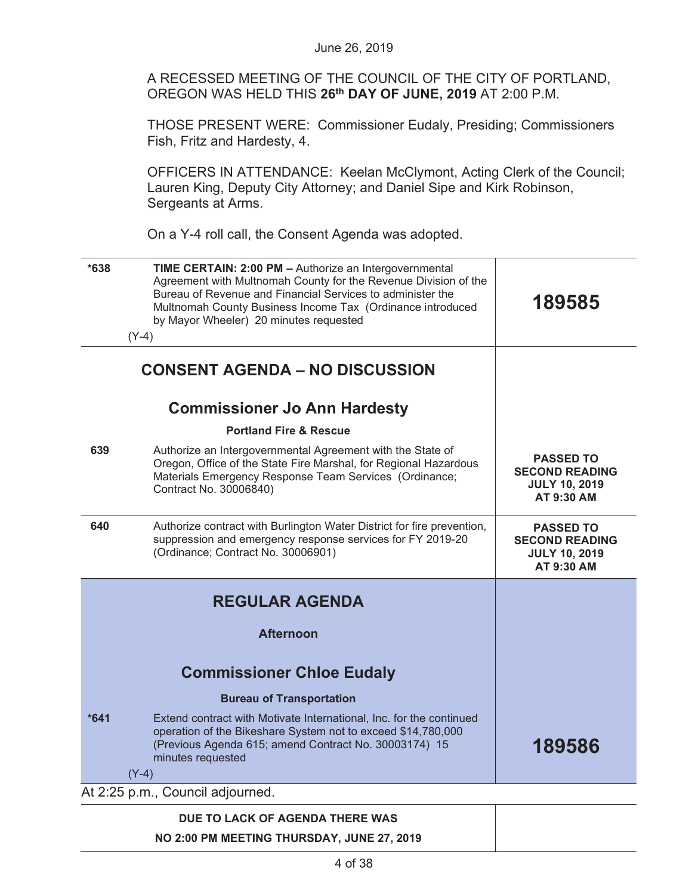June 26, 2019

A RECESSED MEETING OF THE COUNCIL OF THE CITY OF PORTLAND, OREGON WAS HELD THIS **26th DAY OF JUNE, 2019** AT 2:00 P.M.

THOSE PRESENT WERE: Commissioner Eudaly, Presiding; Commissioners Fish, Fritz and Hardesty, 4.

OFFICERS IN ATTENDANCE: Keelan McClymont, Acting Clerk of the Council; Lauren King, Deputy City Attorney; and Daniel Sipe and Kirk Robinson, Sergeants at Arms.

On a Y-4 roll call, the Consent Agenda was adopted.

| | | |
|---|---|---|
| *638 | **TIME CERTAIN: 2:00 PM –** Authorize an Intergovernmental Agreement with Multnomah County for the Revenue Division of the Bureau of Revenue and Financial Services to administer the Multnomah County Business Income Tax (Ordinance introduced by Mayor Wheeler) 20 minutes requested (Y-4) | **189585** |

## CONSENT AGENDA – NO DISCUSSION

### Commissioner Jo Ann Hardesty

**Portland Fire & Rescue**

| | | |
|---|---|---|
| 639 | Authorize an Intergovernmental Agreement with the State of Oregon, Office of the State Fire Marshal, for Regional Hazardous Materials Emergency Response Team Services (Ordinance; Contract No. 30006840) | **PASSED TO SECOND READING JULY 10, 2019 AT 9:30 AM** |
| 640 | Authorize contract with Burlington Water District for fire prevention, suppression and emergency response services for FY 2019-20 (Ordinance; Contract No. 30006901) | **PASSED TO SECOND READING JULY 10, 2019 AT 9:30 AM** |

## REGULAR AGENDA

**Afternoon**

### Commissioner Chloe Eudaly

**Bureau of Transportation**

| | | |
|---|---|---|
| *641 | Extend contract with Motivate International, Inc. for the continued operation of the Bikeshare System not to exceed $14,780,000 (Previous Agenda 615; amend Contract No. 30003174) 15 minutes requested (Y-4) | **189586** |

At 2:25 p.m., Council adjourned.

**DUE TO LACK OF AGENDA THERE WAS NO 2:00 PM MEETING THURSDAY, JUNE 27, 2019**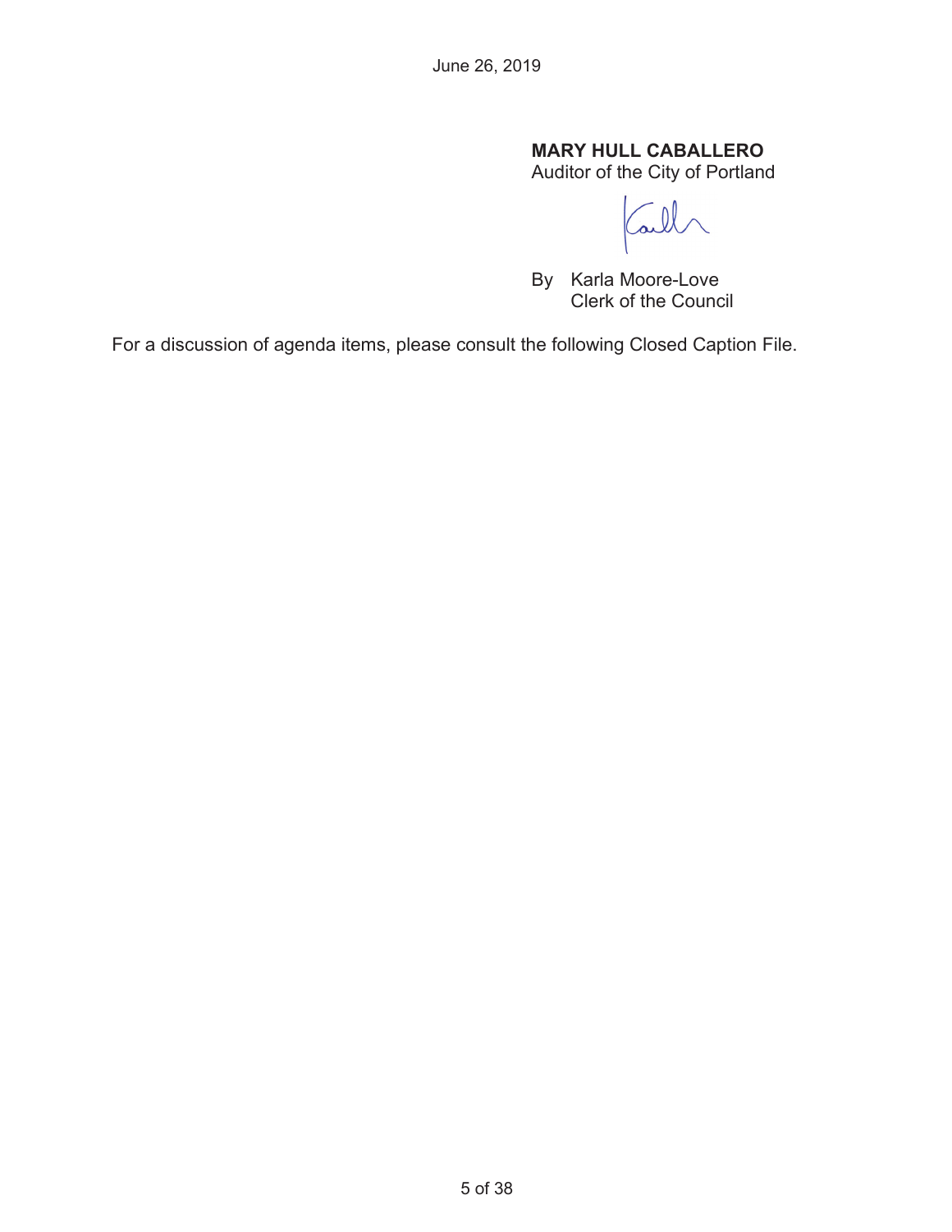June 26, 2019

**MARY HULL CABALLERO**
Auditor of the City of Portland

By Karla Moore-Love
Clerk of the Council

For a discussion of agenda items, please consult the following Closed Caption File.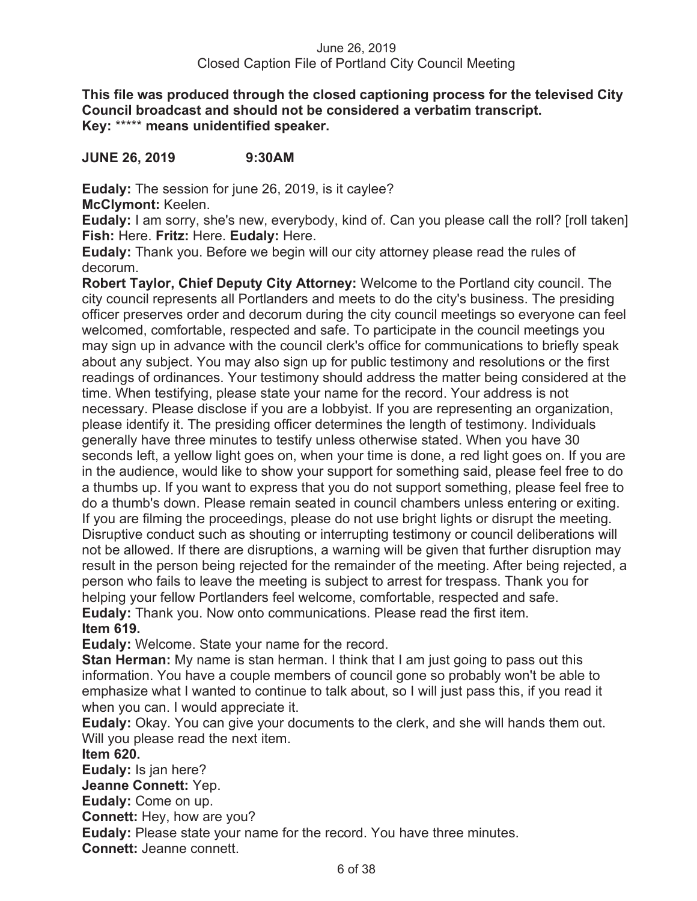**This file was produced through the closed captioning process for the televised City Council broadcast and should not be considered a verbatim transcript.**
**Key: \*\*\*\*\* means unidentified speaker.**

**JUNE 26, 2019 9:30AM**

**Eudaly:** The session for june 26, 2019, is it caylee?

**McClymont:** Keelen.

**Eudaly:** I am sorry, she's new, everybody, kind of. Can you please call the roll? [roll taken] **Fish:** Here. **Fritz:** Here. **Eudaly:** Here.

**Eudaly:** Thank you. Before we begin will our city attorney please read the rules of decorum.

**Robert Taylor, Chief Deputy City Attorney:** Welcome to the Portland city council. The city council represents all Portlanders and meets to do the city's business. The presiding officer preserves order and decorum during the city council meetings so everyone can feel welcomed, comfortable, respected and safe. To participate in the council meetings you may sign up in advance with the council clerk's office for communications to briefly speak about any subject. You may also sign up for public testimony and resolutions or the first readings of ordinances. Your testimony should address the matter being considered at the time. When testifying, please state your name for the record. Your address is not necessary. Please disclose if you are a lobbyist. If you are representing an organization, please identify it. The presiding officer determines the length of testimony. Individuals generally have three minutes to testify unless otherwise stated. When you have 30 seconds left, a yellow light goes on, when your time is done, a red light goes on. If you are in the audience, would like to show your support for something said, please feel free to do a thumbs up. If you want to express that you do not support something, please feel free to do a thumb's down. Please remain seated in council chambers unless entering or exiting. If you are filming the proceedings, please do not use bright lights or disrupt the meeting. Disruptive conduct such as shouting or interrupting testimony or council deliberations will not be allowed. If there are disruptions, a warning will be given that further disruption may result in the person being rejected for the remainder of the meeting. After being rejected, a person who fails to leave the meeting is subject to arrest for trespass. Thank you for helping your fellow Portlanders feel welcome, comfortable, respected and safe.

**Eudaly:** Thank you. Now onto communications. Please read the first item.

**Item 619.**

**Eudaly:** Welcome. State your name for the record.

**Stan Herman:** My name is stan herman. I think that I am just going to pass out this information. You have a couple members of council gone so probably won't be able to emphasize what I wanted to continue to talk about, so I will just pass this, if you read it when you can. I would appreciate it.

**Eudaly:** Okay. You can give your documents to the clerk, and she will hands them out. Will you please read the next item.

**Item 620.**

**Eudaly:** Is jan here?

**Jeanne Connett:** Yep.

**Eudaly:** Come on up.

**Connett:** Hey, how are you?

**Eudaly:** Please state your name for the record. You have three minutes.

**Connett:** Jeanne connett.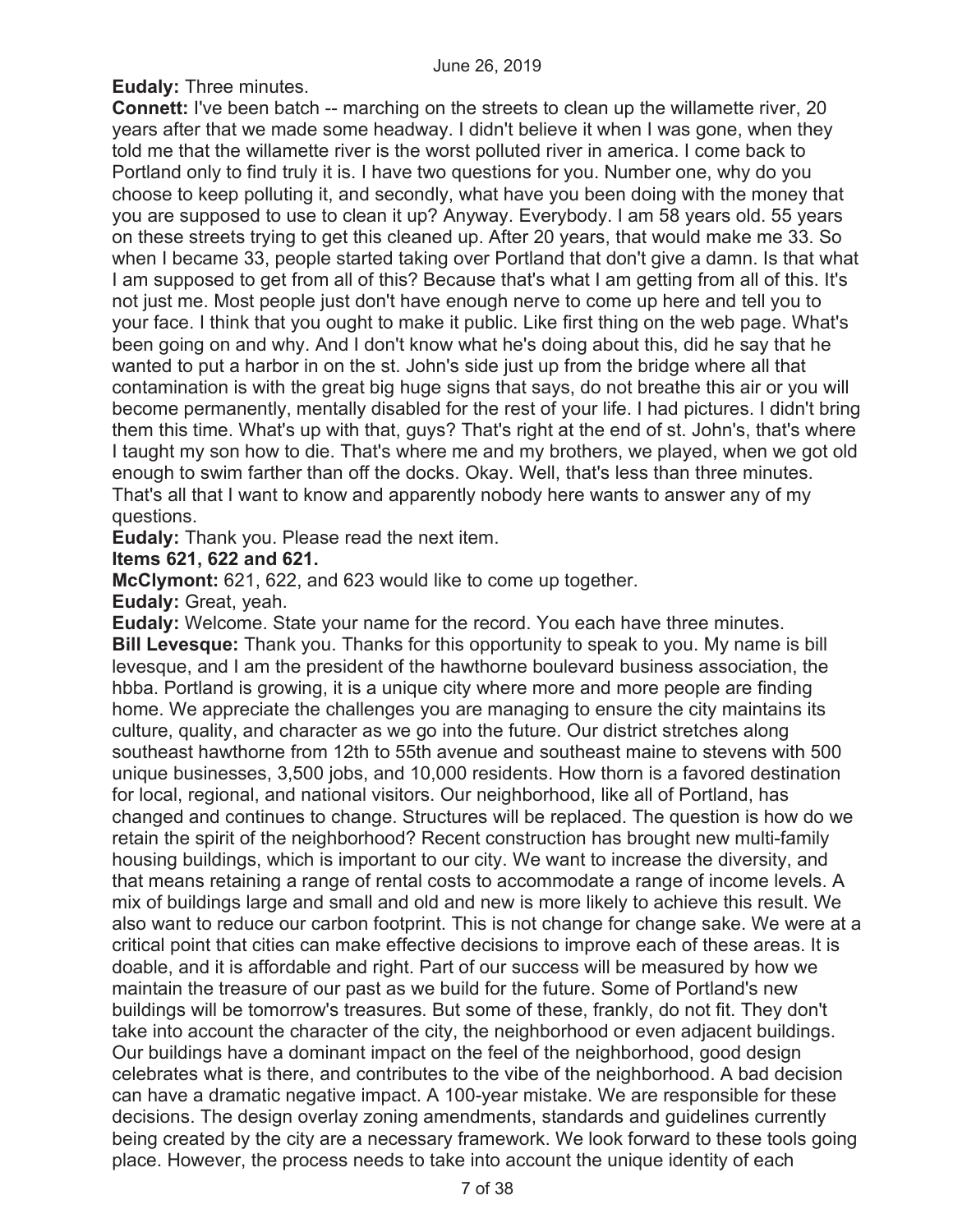**Eudaly:** Three minutes.

**Connett:** I've been batch -- marching on the streets to clean up the willamette river, 20 years after that we made some headway. I didn't believe it when I was gone, when they told me that the willamette river is the worst polluted river in america. I come back to Portland only to find truly it is. I have two questions for you. Number one, why do you choose to keep polluting it, and secondly, what have you been doing with the money that you are supposed to use to clean it up? Anyway. Everybody. I am 58 years old. 55 years on these streets trying to get this cleaned up. After 20 years, that would make me 33. So when I became 33, people started taking over Portland that don't give a damn. Is that what I am supposed to get from all of this? Because that's what I am getting from all of this. It's not just me. Most people just don't have enough nerve to come up here and tell you to your face. I think that you ought to make it public. Like first thing on the web page. What's been going on and why. And I don't know what he's doing about this, did he say that he wanted to put a harbor in on the st. John's side just up from the bridge where all that contamination is with the great big huge signs that says, do not breathe this air or you will become permanently, mentally disabled for the rest of your life. I had pictures. I didn't bring them this time. What's up with that, guys? That's right at the end of st. John's, that's where I taught my son how to die. That's where me and my brothers, we played, when we got old enough to swim farther than off the docks. Okay. Well, that's less than three minutes. That's all that I want to know and apparently nobody here wants to answer any of my questions.

**Eudaly:** Thank you. Please read the next item.

**Items 621, 622 and 621.**

**McClymont:** 621, 622, and 623 would like to come up together.

**Eudaly:** Great, yeah.

**Eudaly:** Welcome. State your name for the record. You each have three minutes.

**Bill Levesque:** Thank you. Thanks for this opportunity to speak to you. My name is bill levesque, and I am the president of the hawthorne boulevard business association, the hbba. Portland is growing, it is a unique city where more and more people are finding home. We appreciate the challenges you are managing to ensure the city maintains its culture, quality, and character as we go into the future. Our district stretches along southeast hawthorne from 12th to 55th avenue and southeast maine to stevens with 500 unique businesses, 3,500 jobs, and 10,000 residents. How thorn is a favored destination for local, regional, and national visitors. Our neighborhood, like all of Portland, has changed and continues to change. Structures will be replaced. The question is how do we retain the spirit of the neighborhood? Recent construction has brought new multi-family housing buildings, which is important to our city. We want to increase the diversity, and that means retaining a range of rental costs to accommodate a range of income levels. A mix of buildings large and small and old and new is more likely to achieve this result. We also want to reduce our carbon footprint. This is not change for change sake. We were at a critical point that cities can make effective decisions to improve each of these areas. It is doable, and it is affordable and right. Part of our success will be measured by how we maintain the treasure of our past as we build for the future. Some of Portland's new buildings will be tomorrow's treasures. But some of these, frankly, do not fit. They don't take into account the character of the city, the neighborhood or even adjacent buildings. Our buildings have a dominant impact on the feel of the neighborhood, good design celebrates what is there, and contributes to the vibe of the neighborhood. A bad decision can have a dramatic negative impact. A 100-year mistake. We are responsible for these decisions. The design overlay zoning amendments, standards and guidelines currently being created by the city are a necessary framework. We look forward to these tools going place. However, the process needs to take into account the unique identity of each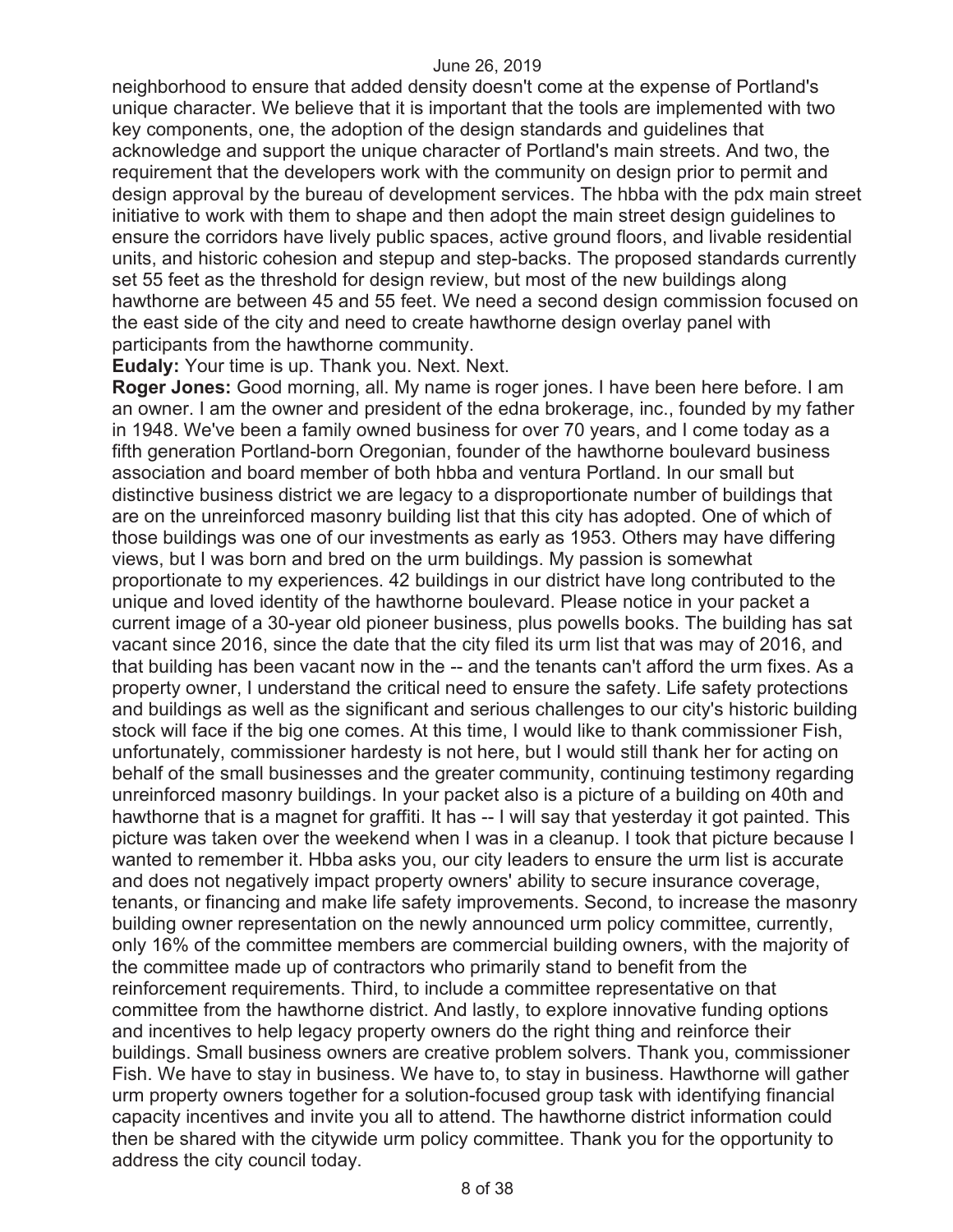neighborhood to ensure that added density doesn't come at the expense of Portland's unique character. We believe that it is important that the tools are implemented with two key components, one, the adoption of the design standards and guidelines that acknowledge and support the unique character of Portland's main streets. And two, the requirement that the developers work with the community on design prior to permit and design approval by the bureau of development services. The hbba with the pdx main street initiative to work with them to shape and then adopt the main street design guidelines to ensure the corridors have lively public spaces, active ground floors, and livable residential units, and historic cohesion and stepup and step-backs. The proposed standards currently set 55 feet as the threshold for design review, but most of the new buildings along hawthorne are between 45 and 55 feet. We need a second design commission focused on the east side of the city and need to create hawthorne design overlay panel with participants from the hawthorne community.

**Eudaly:** Your time is up. Thank you. Next. Next.

**Roger Jones:** Good morning, all. My name is roger jones. I have been here before. I am an owner. I am the owner and president of the edna brokerage, inc., founded by my father in 1948. We've been a family owned business for over 70 years, and I come today as a fifth generation Portland-born Oregonian, founder of the hawthorne boulevard business association and board member of both hbba and ventura Portland. In our small but distinctive business district we are legacy to a disproportionate number of buildings that are on the unreinforced masonry building list that this city has adopted. One of which of those buildings was one of our investments as early as 1953. Others may have differing views, but I was born and bred on the urm buildings. My passion is somewhat proportionate to my experiences. 42 buildings in our district have long contributed to the unique and loved identity of the hawthorne boulevard. Please notice in your packet a current image of a 30-year old pioneer business, plus powells books. The building has sat vacant since 2016, since the date that the city filed its urm list that was may of 2016, and that building has been vacant now in the -- and the tenants can't afford the urm fixes. As a property owner, I understand the critical need to ensure the safety. Life safety protections and buildings as well as the significant and serious challenges to our city's historic building stock will face if the big one comes. At this time, I would like to thank commissioner Fish, unfortunately, commissioner hardesty is not here, but I would still thank her for acting on behalf of the small businesses and the greater community, continuing testimony regarding unreinforced masonry buildings. In your packet also is a picture of a building on 40th and hawthorne that is a magnet for graffiti. It has -- I will say that yesterday it got painted. This picture was taken over the weekend when I was in a cleanup. I took that picture because I wanted to remember it. Hbba asks you, our city leaders to ensure the urm list is accurate and does not negatively impact property owners' ability to secure insurance coverage, tenants, or financing and make life safety improvements. Second, to increase the masonry building owner representation on the newly announced urm policy committee, currently, only 16% of the committee members are commercial building owners, with the majority of the committee made up of contractors who primarily stand to benefit from the reinforcement requirements. Third, to include a committee representative on that committee from the hawthorne district. And lastly, to explore innovative funding options and incentives to help legacy property owners do the right thing and reinforce their buildings. Small business owners are creative problem solvers. Thank you, commissioner Fish. We have to stay in business. We have to, to stay in business. Hawthorne will gather urm property owners together for a solution-focused group task with identifying financial capacity incentives and invite you all to attend. The hawthorne district information could then be shared with the citywide urm policy committee. Thank you for the opportunity to address the city council today.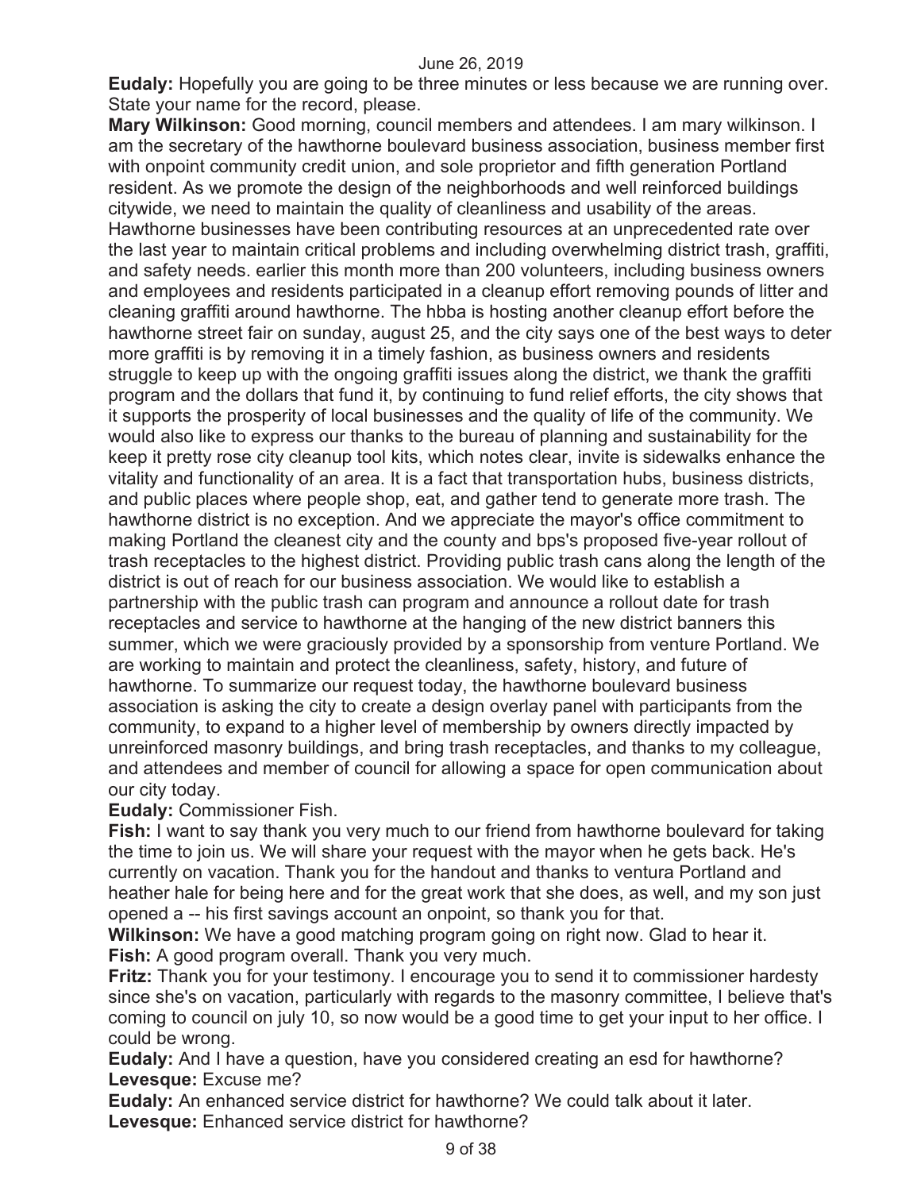**Eudaly:** Hopefully you are going to be three minutes or less because we are running over. State your name for the record, please.

**Mary Wilkinson:** Good morning, council members and attendees. I am mary wilkinson. I am the secretary of the hawthorne boulevard business association, business member first with onpoint community credit union, and sole proprietor and fifth generation Portland resident. As we promote the design of the neighborhoods and well reinforced buildings citywide, we need to maintain the quality of cleanliness and usability of the areas. Hawthorne businesses have been contributing resources at an unprecedented rate over the last year to maintain critical problems and including overwhelming district trash, graffiti, and safety needs. earlier this month more than 200 volunteers, including business owners and employees and residents participated in a cleanup effort removing pounds of litter and cleaning graffiti around hawthorne. The hbba is hosting another cleanup effort before the hawthorne street fair on sunday, august 25, and the city says one of the best ways to deter more graffiti is by removing it in a timely fashion, as business owners and residents struggle to keep up with the ongoing graffiti issues along the district, we thank the graffiti program and the dollars that fund it, by continuing to fund relief efforts, the city shows that it supports the prosperity of local businesses and the quality of life of the community. We would also like to express our thanks to the bureau of planning and sustainability for the keep it pretty rose city cleanup tool kits, which notes clear, invite is sidewalks enhance the vitality and functionality of an area. It is a fact that transportation hubs, business districts, and public places where people shop, eat, and gather tend to generate more trash. The hawthorne district is no exception. And we appreciate the mayor's office commitment to making Portland the cleanest city and the county and bps's proposed five-year rollout of trash receptacles to the highest district. Providing public trash cans along the length of the district is out of reach for our business association. We would like to establish a partnership with the public trash can program and announce a rollout date for trash receptacles and service to hawthorne at the hanging of the new district banners this summer, which we were graciously provided by a sponsorship from venture Portland. We are working to maintain and protect the cleanliness, safety, history, and future of hawthorne. To summarize our request today, the hawthorne boulevard business association is asking the city to create a design overlay panel with participants from the community, to expand to a higher level of membership by owners directly impacted by unreinforced masonry buildings, and bring trash receptacles, and thanks to my colleague, and attendees and member of council for allowing a space for open communication about our city today.

**Eudaly:** Commissioner Fish.

**Fish:** I want to say thank you very much to our friend from hawthorne boulevard for taking the time to join us. We will share your request with the mayor when he gets back. He's currently on vacation. Thank you for the handout and thanks to ventura Portland and heather hale for being here and for the great work that she does, as well, and my son just opened a -- his first savings account an onpoint, so thank you for that.

**Wilkinson:** We have a good matching program going on right now. Glad to hear it.

**Fish:** A good program overall. Thank you very much.

**Fritz:** Thank you for your testimony. I encourage you to send it to commissioner hardesty since she's on vacation, particularly with regards to the masonry committee, I believe that's coming to council on july 10, so now would be a good time to get your input to her office. I could be wrong.

**Eudaly:** And I have a question, have you considered creating an esd for hawthorne?

**Levesque:** Excuse me?

**Eudaly:** An enhanced service district for hawthorne? We could talk about it later.

**Levesque:** Enhanced service district for hawthorne?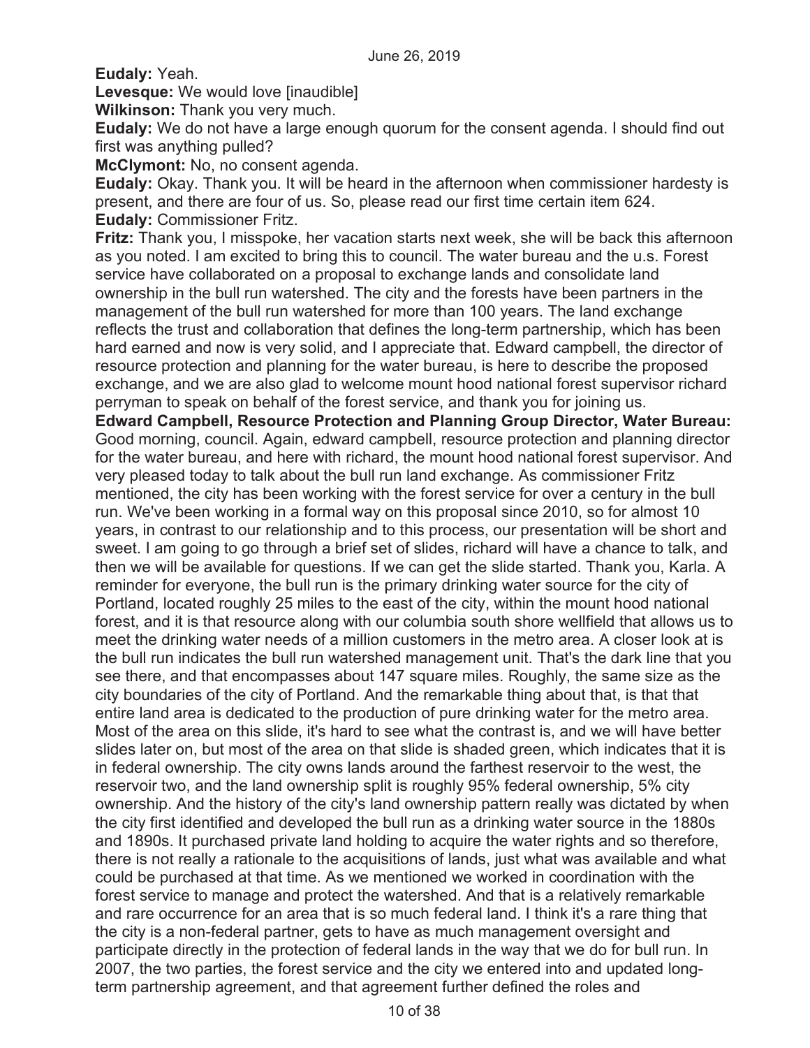**Eudaly:** Yeah.

**Levesque:** We would love [inaudible]

**Wilkinson:** Thank you very much.

**Eudaly:** We do not have a large enough quorum for the consent agenda. I should find out first was anything pulled?

**McClymont:** No, no consent agenda.

**Eudaly:** Okay. Thank you. It will be heard in the afternoon when commissioner hardesty is present, and there are four of us. So, please read our first time certain item 624.

**Eudaly:** Commissioner Fritz.

**Fritz:** Thank you, I misspoke, her vacation starts next week, she will be back this afternoon as you noted. I am excited to bring this to council. The water bureau and the u.s. Forest service have collaborated on a proposal to exchange lands and consolidate land ownership in the bull run watershed. The city and the forests have been partners in the management of the bull run watershed for more than 100 years. The land exchange reflects the trust and collaboration that defines the long-term partnership, which has been hard earned and now is very solid, and I appreciate that. Edward campbell, the director of resource protection and planning for the water bureau, is here to describe the proposed exchange, and we are also glad to welcome mount hood national forest supervisor richard perryman to speak on behalf of the forest service, and thank you for joining us.

**Edward Campbell, Resource Protection and Planning Group Director, Water Bureau:** Good morning, council. Again, edward campbell, resource protection and planning director for the water bureau, and here with richard, the mount hood national forest supervisor. And very pleased today to talk about the bull run land exchange. As commissioner Fritz mentioned, the city has been working with the forest service for over a century in the bull run. We've been working in a formal way on this proposal since 2010, so for almost 10 years, in contrast to our relationship and to this process, our presentation will be short and sweet. I am going to go through a brief set of slides, richard will have a chance to talk, and then we will be available for questions. If we can get the slide started. Thank you, Karla. A reminder for everyone, the bull run is the primary drinking water source for the city of Portland, located roughly 25 miles to the east of the city, within the mount hood national forest, and it is that resource along with our columbia south shore wellfield that allows us to meet the drinking water needs of a million customers in the metro area. A closer look at is the bull run indicates the bull run watershed management unit. That's the dark line that you see there, and that encompasses about 147 square miles. Roughly, the same size as the city boundaries of the city of Portland. And the remarkable thing about that, is that that entire land area is dedicated to the production of pure drinking water for the metro area. Most of the area on this slide, it's hard to see what the contrast is, and we will have better slides later on, but most of the area on that slide is shaded green, which indicates that it is in federal ownership. The city owns lands around the farthest reservoir to the west, the reservoir two, and the land ownership split is roughly 95% federal ownership, 5% city ownership. And the history of the city's land ownership pattern really was dictated by when the city first identified and developed the bull run as a drinking water source in the 1880s and 1890s. It purchased private land holding to acquire the water rights and so therefore, there is not really a rationale to the acquisitions of lands, just what was available and what could be purchased at that time. As we mentioned we worked in coordination with the forest service to manage and protect the watershed. And that is a relatively remarkable and rare occurrence for an area that is so much federal land. I think it's a rare thing that the city is a non-federal partner, gets to have as much management oversight and participate directly in the protection of federal lands in the way that we do for bull run. In 2007, the two parties, the forest service and the city we entered into and updated long-term partnership agreement, and that agreement further defined the roles and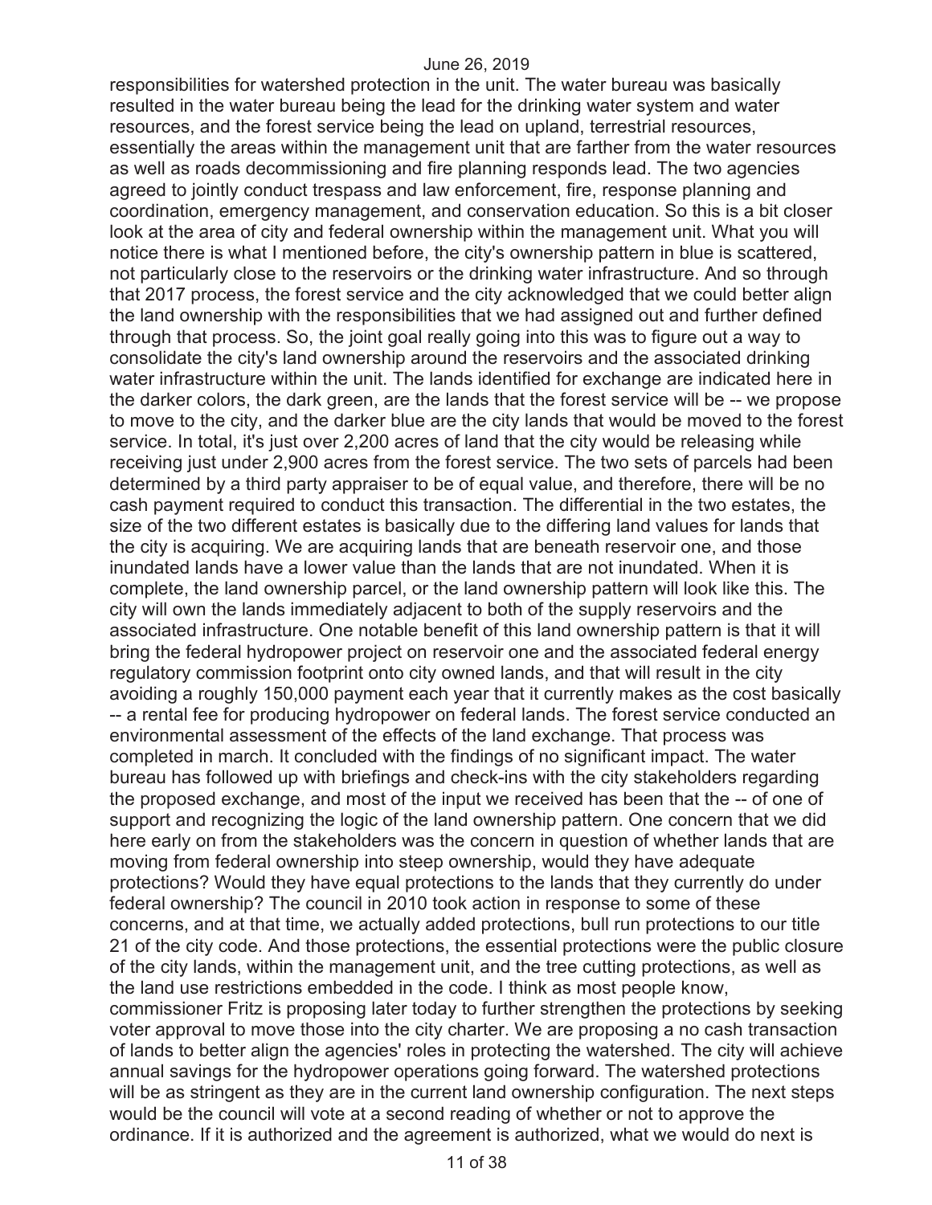responsibilities for watershed protection in the unit. The water bureau was basically resulted in the water bureau being the lead for the drinking water system and water resources, and the forest service being the lead on upland, terrestrial resources, essentially the areas within the management unit that are farther from the water resources as well as roads decommissioning and fire planning responds lead. The two agencies agreed to jointly conduct trespass and law enforcement, fire, response planning and coordination, emergency management, and conservation education. So this is a bit closer look at the area of city and federal ownership within the management unit. What you will notice there is what I mentioned before, the city's ownership pattern in blue is scattered, not particularly close to the reservoirs or the drinking water infrastructure. And so through that 2017 process, the forest service and the city acknowledged that we could better align the land ownership with the responsibilities that we had assigned out and further defined through that process. So, the joint goal really going into this was to figure out a way to consolidate the city's land ownership around the reservoirs and the associated drinking water infrastructure within the unit. The lands identified for exchange are indicated here in the darker colors, the dark green, are the lands that the forest service will be -- we propose to move to the city, and the darker blue are the city lands that would be moved to the forest service. In total, it's just over 2,200 acres of land that the city would be releasing while receiving just under 2,900 acres from the forest service. The two sets of parcels had been determined by a third party appraiser to be of equal value, and therefore, there will be no cash payment required to conduct this transaction. The differential in the two estates, the size of the two different estates is basically due to the differing land values for lands that the city is acquiring. We are acquiring lands that are beneath reservoir one, and those inundated lands have a lower value than the lands that are not inundated. When it is complete, the land ownership parcel, or the land ownership pattern will look like this. The city will own the lands immediately adjacent to both of the supply reservoirs and the associated infrastructure. One notable benefit of this land ownership pattern is that it will bring the federal hydropower project on reservoir one and the associated federal energy regulatory commission footprint onto city owned lands, and that will result in the city avoiding a roughly 150,000 payment each year that it currently makes as the cost basically -- a rental fee for producing hydropower on federal lands. The forest service conducted an environmental assessment of the effects of the land exchange. That process was completed in march. It concluded with the findings of no significant impact. The water bureau has followed up with briefings and check-ins with the city stakeholders regarding the proposed exchange, and most of the input we received has been that the -- of one of support and recognizing the logic of the land ownership pattern. One concern that we did here early on from the stakeholders was the concern in question of whether lands that are moving from federal ownership into steep ownership, would they have adequate protections? Would they have equal protections to the lands that they currently do under federal ownership? The council in 2010 took action in response to some of these concerns, and at that time, we actually added protections, bull run protections to our title 21 of the city code. And those protections, the essential protections were the public closure of the city lands, within the management unit, and the tree cutting protections, as well as the land use restrictions embedded in the code. I think as most people know, commissioner Fritz is proposing later today to further strengthen the protections by seeking voter approval to move those into the city charter. We are proposing a no cash transaction of lands to better align the agencies' roles in protecting the watershed. The city will achieve annual savings for the hydropower operations going forward. The watershed protections will be as stringent as they are in the current land ownership configuration. The next steps would be the council will vote at a second reading of whether or not to approve the ordinance. If it is authorized and the agreement is authorized, what we would do next is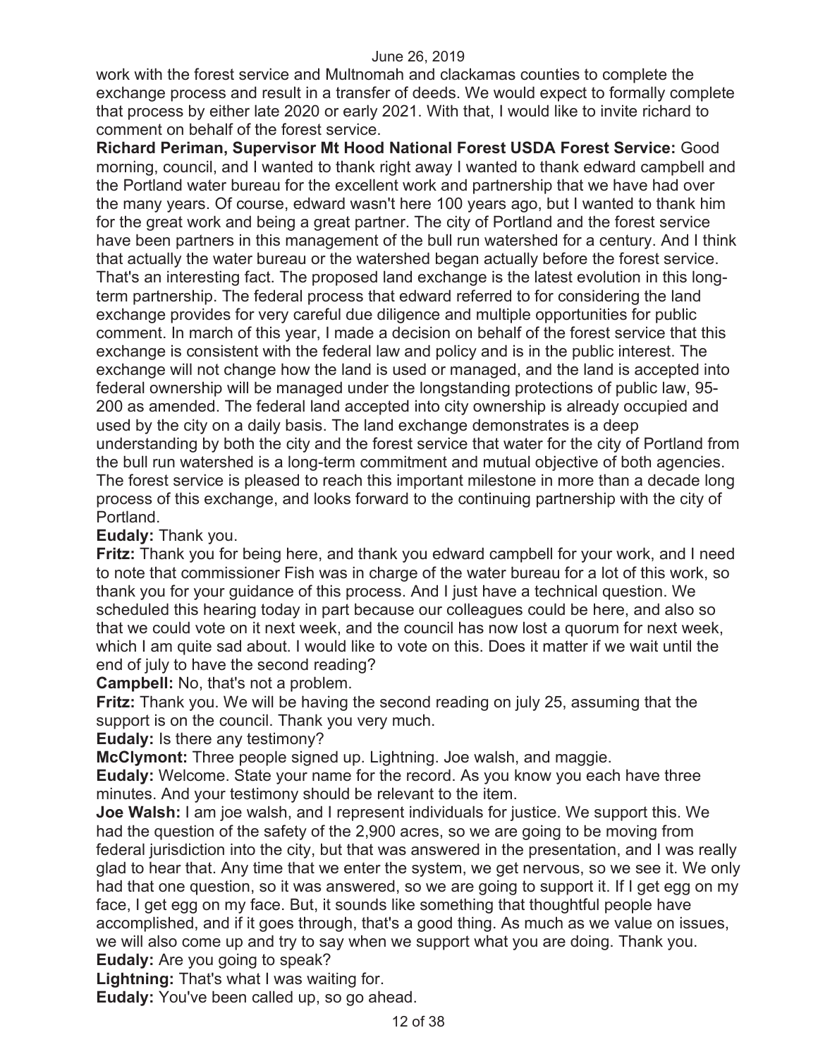work with the forest service and Multnomah and clackamas counties to complete the exchange process and result in a transfer of deeds. We would expect to formally complete that process by either late 2020 or early 2021. With that, I would like to invite richard to comment on behalf of the forest service.

**Richard Periman, Supervisor Mt Hood National Forest USDA Forest Service:** Good morning, council, and I wanted to thank right away I wanted to thank edward campbell and the Portland water bureau for the excellent work and partnership that we have had over the many years. Of course, edward wasn't here 100 years ago, but I wanted to thank him for the great work and being a great partner. The city of Portland and the forest service have been partners in this management of the bull run watershed for a century. And I think that actually the water bureau or the watershed began actually before the forest service. That's an interesting fact. The proposed land exchange is the latest evolution in this long-term partnership. The federal process that edward referred to for considering the land exchange provides for very careful due diligence and multiple opportunities for public comment. In march of this year, I made a decision on behalf of the forest service that this exchange is consistent with the federal law and policy and is in the public interest. The exchange will not change how the land is used or managed, and the land is accepted into federal ownership will be managed under the longstanding protections of public law, 95-200 as amended. The federal land accepted into city ownership is already occupied and used by the city on a daily basis. The land exchange demonstrates is a deep understanding by both the city and the forest service that water for the city of Portland from the bull run watershed is a long-term commitment and mutual objective of both agencies. The forest service is pleased to reach this important milestone in more than a decade long process of this exchange, and looks forward to the continuing partnership with the city of Portland.

**Eudaly:** Thank you.

**Fritz:** Thank you for being here, and thank you edward campbell for your work, and I need to note that commissioner Fish was in charge of the water bureau for a lot of this work, so thank you for your guidance of this process. And I just have a technical question. We scheduled this hearing today in part because our colleagues could be here, and also so that we could vote on it next week, and the council has now lost a quorum for next week, which I am quite sad about. I would like to vote on this. Does it matter if we wait until the end of july to have the second reading?

**Campbell:** No, that's not a problem.

**Fritz:** Thank you. We will be having the second reading on july 25, assuming that the support is on the council. Thank you very much.

**Eudaly:** Is there any testimony?

**McClymont:** Three people signed up. Lightning. Joe walsh, and maggie.

**Eudaly:** Welcome. State your name for the record. As you know you each have three minutes. And your testimony should be relevant to the item.

**Joe Walsh:** I am joe walsh, and I represent individuals for justice. We support this. We had the question of the safety of the 2,900 acres, so we are going to be moving from federal jurisdiction into the city, but that was answered in the presentation, and I was really glad to hear that. Any time that we enter the system, we get nervous, so we see it. We only had that one question, so it was answered, so we are going to support it. If I get egg on my face, I get egg on my face. But, it sounds like something that thoughtful people have accomplished, and if it goes through, that's a good thing. As much as we value on issues, we will also come up and try to say when we support what you are doing. Thank you.

**Eudaly:** Are you going to speak?

**Lightning:** That's what I was waiting for.

**Eudaly:** You've been called up, so go ahead.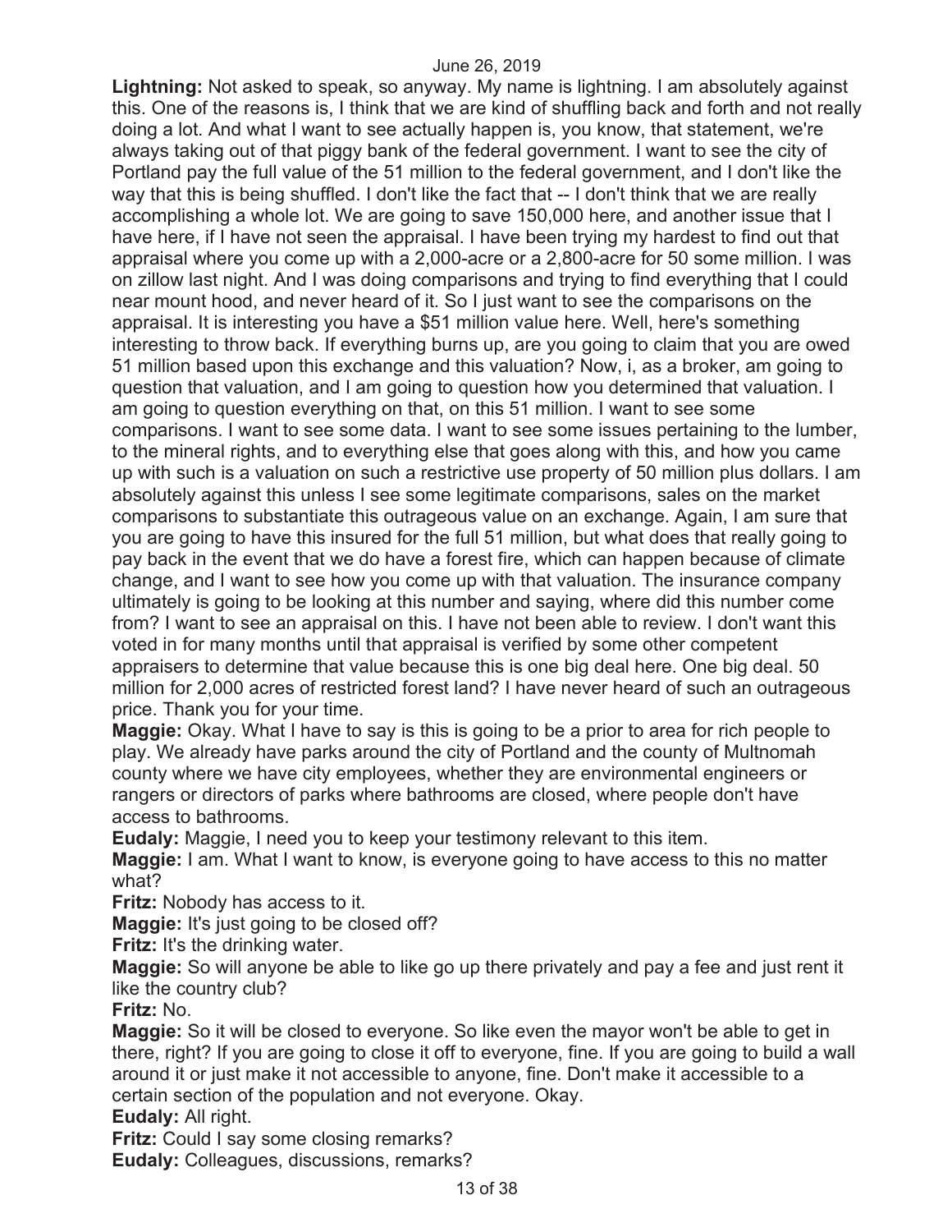**Lightning:** Not asked to speak, so anyway. My name is lightning. I am absolutely against this. One of the reasons is, I think that we are kind of shuffling back and forth and not really doing a lot. And what I want to see actually happen is, you know, that statement, we're always taking out of that piggy bank of the federal government. I want to see the city of Portland pay the full value of the 51 million to the federal government, and I don't like the way that this is being shuffled. I don't like the fact that -- I don't think that we are really accomplishing a whole lot. We are going to save 150,000 here, and another issue that I have here, if I have not seen the appraisal. I have been trying my hardest to find out that appraisal where you come up with a 2,000-acre or a 2,800-acre for 50 some million. I was on zillow last night. And I was doing comparisons and trying to find everything that I could near mount hood, and never heard of it. So I just want to see the comparisons on the appraisal. It is interesting you have a $51 million value here. Well, here's something interesting to throw back. If everything burns up, are you going to claim that you are owed 51 million based upon this exchange and this valuation? Now, i, as a broker, am going to question that valuation, and I am going to question how you determined that valuation. I am going to question everything on that, on this 51 million. I want to see some comparisons. I want to see some data. I want to see some issues pertaining to the lumber, to the mineral rights, and to everything else that goes along with this, and how you came up with such is a valuation on such a restrictive use property of 50 million plus dollars. I am absolutely against this unless I see some legitimate comparisons, sales on the market comparisons to substantiate this outrageous value on an exchange. Again, I am sure that you are going to have this insured for the full 51 million, but what does that really going to pay back in the event that we do have a forest fire, which can happen because of climate change, and I want to see how you come up with that valuation. The insurance company ultimately is going to be looking at this number and saying, where did this number come from? I want to see an appraisal on this. I have not been able to review. I don't want this voted in for many months until that appraisal is verified by some other competent appraisers to determine that value because this is one big deal here. One big deal. 50 million for 2,000 acres of restricted forest land? I have never heard of such an outrageous price. Thank you for your time.

**Maggie:** Okay. What I have to say is this is going to be a prior to area for rich people to play. We already have parks around the city of Portland and the county of Multnomah county where we have city employees, whether they are environmental engineers or rangers or directors of parks where bathrooms are closed, where people don't have access to bathrooms.

**Eudaly:** Maggie, I need you to keep your testimony relevant to this item.

**Maggie:** I am. What I want to know, is everyone going to have access to this no matter what?

**Fritz:** Nobody has access to it.

**Maggie:** It's just going to be closed off?

**Fritz:** It's the drinking water.

**Maggie:** So will anyone be able to like go up there privately and pay a fee and just rent it like the country club?

**Fritz:** No.

**Maggie:** So it will be closed to everyone. So like even the mayor won't be able to get in there, right? If you are going to close it off to everyone, fine. If you are going to build a wall around it or just make it not accessible to anyone, fine. Don't make it accessible to a certain section of the population and not everyone. Okay.

**Eudaly:** All right.

**Fritz:** Could I say some closing remarks?

**Eudaly:** Colleagues, discussions, remarks?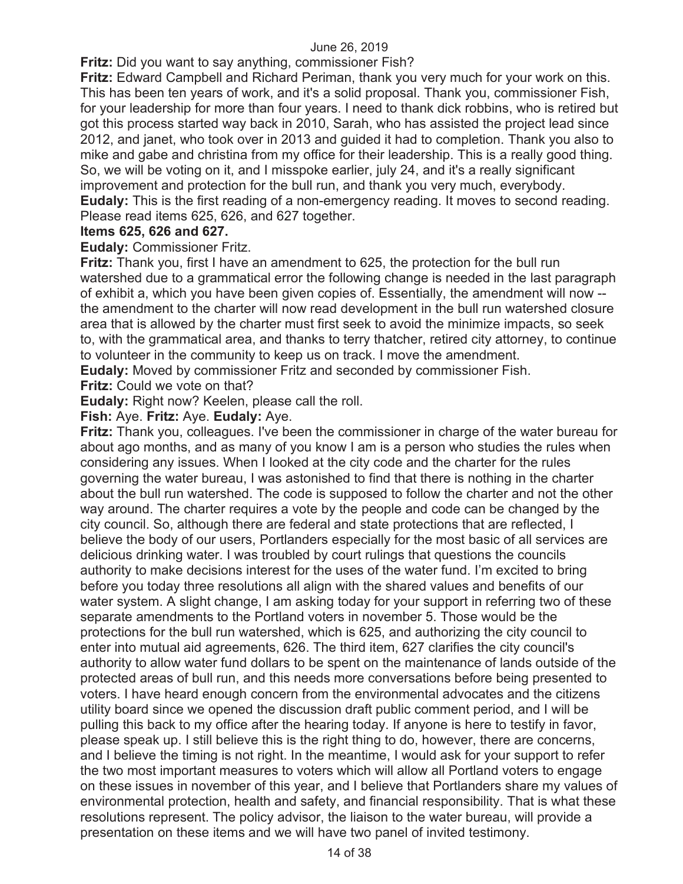**Fritz:** Did you want to say anything, commissioner Fish?

**Fritz:** Edward Campbell and Richard Periman, thank you very much for your work on this. This has been ten years of work, and it's a solid proposal. Thank you, commissioner Fish, for your leadership for more than four years. I need to thank dick robbins, who is retired but got this process started way back in 2010, Sarah, who has assisted the project lead since 2012, and janet, who took over in 2013 and guided it had to completion. Thank you also to mike and gabe and christina from my office for their leadership. This is a really good thing. So, we will be voting on it, and I misspoke earlier, july 24, and it's a really significant improvement and protection for the bull run, and thank you very much, everybody.

**Eudaly:** This is the first reading of a non-emergency reading. It moves to second reading. Please read items 625, 626, and 627 together.

**Items 625, 626 and 627.**

**Eudaly:** Commissioner Fritz.

**Fritz:** Thank you, first I have an amendment to 625, the protection for the bull run watershed due to a grammatical error the following change is needed in the last paragraph of exhibit a, which you have been given copies of. Essentially, the amendment will now -- the amendment to the charter will now read development in the bull run watershed closure area that is allowed by the charter must first seek to avoid the minimize impacts, so seek to, with the grammatical area, and thanks to terry thatcher, retired city attorney, to continue to volunteer in the community to keep us on track. I move the amendment.

**Eudaly:** Moved by commissioner Fritz and seconded by commissioner Fish.

**Fritz:** Could we vote on that?

**Eudaly:** Right now? Keelen, please call the roll.

**Fish:** Aye. **Fritz:** Aye. **Eudaly:** Aye.

**Fritz:** Thank you, colleagues. I've been the commissioner in charge of the water bureau for about ago months, and as many of you know I am is a person who studies the rules when considering any issues. When I looked at the city code and the charter for the rules governing the water bureau, I was astonished to find that there is nothing in the charter about the bull run watershed. The code is supposed to follow the charter and not the other way around. The charter requires a vote by the people and code can be changed by the city council. So, although there are federal and state protections that are reflected, I believe the body of our users, Portlanders especially for the most basic of all services are delicious drinking water. I was troubled by court rulings that questions the councils authority to make decisions interest for the uses of the water fund. I'm excited to bring before you today three resolutions all align with the shared values and benefits of our water system. A slight change, I am asking today for your support in referring two of these separate amendments to the Portland voters in november 5. Those would be the protections for the bull run watershed, which is 625, and authorizing the city council to enter into mutual aid agreements, 626. The third item, 627 clarifies the city council's authority to allow water fund dollars to be spent on the maintenance of lands outside of the protected areas of bull run, and this needs more conversations before being presented to voters. I have heard enough concern from the environmental advocates and the citizens utility board since we opened the discussion draft public comment period, and I will be pulling this back to my office after the hearing today. If anyone is here to testify in favor, please speak up. I still believe this is the right thing to do, however, there are concerns, and I believe the timing is not right. In the meantime, I would ask for your support to refer the two most important measures to voters which will allow all Portland voters to engage on these issues in november of this year, and I believe that Portlanders share my values of environmental protection, health and safety, and financial responsibility. That is what these resolutions represent. The policy advisor, the liaison to the water bureau, will provide a presentation on these items and we will have two panel of invited testimony.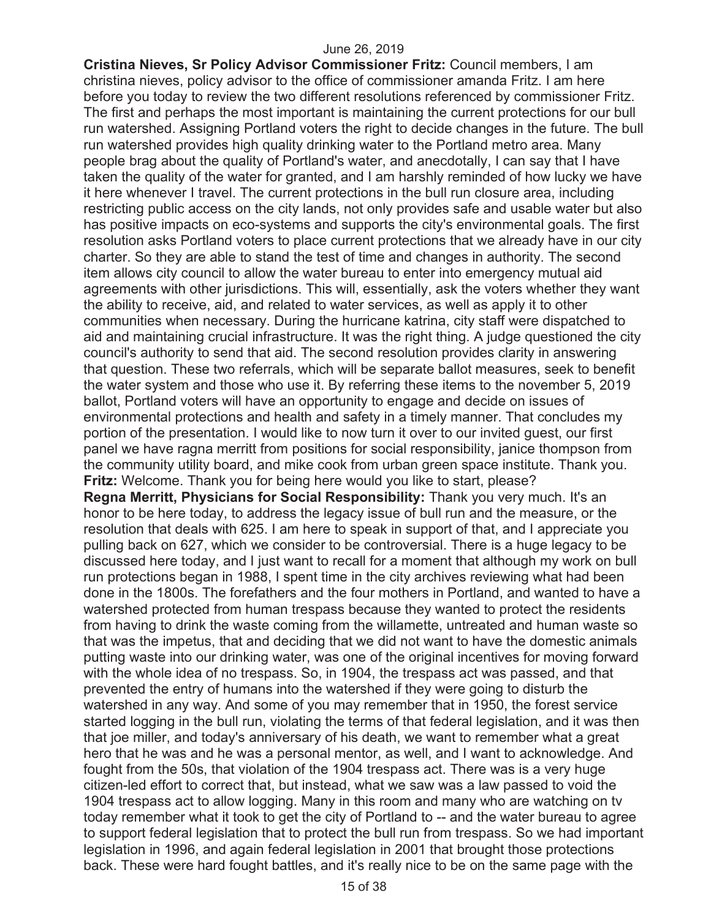**Cristina Nieves, Sr Policy Advisor Commissioner Fritz:** Council members, I am christina nieves, policy advisor to the office of commissioner amanda Fritz. I am here before you today to review the two different resolutions referenced by commissioner Fritz. The first and perhaps the most important is maintaining the current protections for our bull run watershed. Assigning Portland voters the right to decide changes in the future. The bull run watershed provides high quality drinking water to the Portland metro area. Many people brag about the quality of Portland's water, and anecdotally, I can say that I have taken the quality of the water for granted, and I am harshly reminded of how lucky we have it here whenever I travel. The current protections in the bull run closure area, including restricting public access on the city lands, not only provides safe and usable water but also has positive impacts on eco-systems and supports the city's environmental goals. The first resolution asks Portland voters to place current protections that we already have in our city charter. So they are able to stand the test of time and changes in authority. The second item allows city council to allow the water bureau to enter into emergency mutual aid agreements with other jurisdictions. This will, essentially, ask the voters whether they want the ability to receive, aid, and related to water services, as well as apply it to other communities when necessary. During the hurricane katrina, city staff were dispatched to aid and maintaining crucial infrastructure. It was the right thing. A judge questioned the city council's authority to send that aid. The second resolution provides clarity in answering that question. These two referrals, which will be separate ballot measures, seek to benefit the water system and those who use it. By referring these items to the november 5, 2019 ballot, Portland voters will have an opportunity to engage and decide on issues of environmental protections and health and safety in a timely manner. That concludes my portion of the presentation. I would like to now turn it over to our invited guest, our first panel we have ragna merritt from positions for social responsibility, janice thompson from the community utility board, and mike cook from urban green space institute. Thank you.

**Fritz:** Welcome. Thank you for being here would you like to start, please?

**Regna Merritt, Physicians for Social Responsibility:** Thank you very much. It's an honor to be here today, to address the legacy issue of bull run and the measure, or the resolution that deals with 625. I am here to speak in support of that, and I appreciate you pulling back on 627, which we consider to be controversial. There is a huge legacy to be discussed here today, and I just want to recall for a moment that although my work on bull run protections began in 1988, I spent time in the city archives reviewing what had been done in the 1800s. The forefathers and the four mothers in Portland, and wanted to have a watershed protected from human trespass because they wanted to protect the residents from having to drink the waste coming from the willamette, untreated and human waste so that was the impetus, that and deciding that we did not want to have the domestic animals putting waste into our drinking water, was one of the original incentives for moving forward with the whole idea of no trespass. So, in 1904, the trespass act was passed, and that prevented the entry of humans into the watershed if they were going to disturb the watershed in any way. And some of you may remember that in 1950, the forest service started logging in the bull run, violating the terms of that federal legislation, and it was then that joe miller, and today's anniversary of his death, we want to remember what a great hero that he was and he was a personal mentor, as well, and I want to acknowledge. And fought from the 50s, that violation of the 1904 trespass act. There was is a very huge citizen-led effort to correct that, but instead, what we saw was a law passed to void the 1904 trespass act to allow logging. Many in this room and many who are watching on tv today remember what it took to get the city of Portland to -- and the water bureau to agree to support federal legislation that to protect the bull run from trespass. So we had important legislation in 1996, and again federal legislation in 2001 that brought those protections back. These were hard fought battles, and it's really nice to be on the same page with the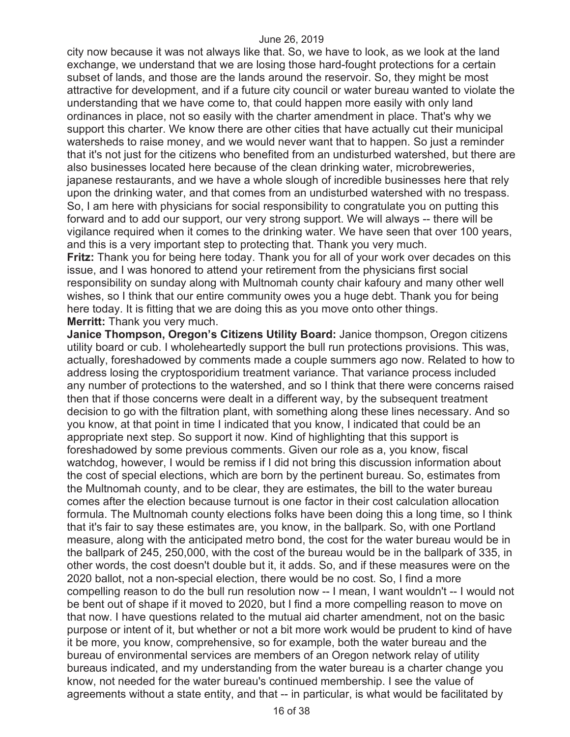city now because it was not always like that. So, we have to look, as we look at the land exchange, we understand that we are losing those hard-fought protections for a certain subset of lands, and those are the lands around the reservoir. So, they might be most attractive for development, and if a future city council or water bureau wanted to violate the understanding that we have come to, that could happen more easily with only land ordinances in place, not so easily with the charter amendment in place. That's why we support this charter. We know there are other cities that have actually cut their municipal watersheds to raise money, and we would never want that to happen. So just a reminder that it's not just for the citizens who benefited from an undisturbed watershed, but there are also businesses located here because of the clean drinking water, microbreweries, japanese restaurants, and we have a whole slough of incredible businesses here that rely upon the drinking water, and that comes from an undisturbed watershed with no trespass. So, I am here with physicians for social responsibility to congratulate you on putting this forward and to add our support, our very strong support. We will always -- there will be vigilance required when it comes to the drinking water. We have seen that over 100 years, and this is a very important step to protecting that. Thank you very much.

**Fritz:** Thank you for being here today. Thank you for all of your work over decades on this issue, and I was honored to attend your retirement from the physicians first social responsibility on sunday along with Multnomah county chair kafoury and many other well wishes, so I think that our entire community owes you a huge debt. Thank you for being here today. It is fitting that we are doing this as you move onto other things.

**Merritt:** Thank you very much.

**Janice Thompson, Oregon's Citizens Utility Board:** Janice thompson, Oregon citizens utility board or cub. I wholeheartedly support the bull run protections provisions. This was, actually, foreshadowed by comments made a couple summers ago now. Related to how to address losing the cryptosporidium treatment variance. That variance process included any number of protections to the watershed, and so I think that there were concerns raised then that if those concerns were dealt in a different way, by the subsequent treatment decision to go with the filtration plant, with something along these lines necessary. And so you know, at that point in time I indicated that you know, I indicated that could be an appropriate next step. So support it now. Kind of highlighting that this support is foreshadowed by some previous comments. Given our role as a, you know, fiscal watchdog, however, I would be remiss if I did not bring this discussion information about the cost of special elections, which are born by the pertinent bureau. So, estimates from the Multnomah county, and to be clear, they are estimates, the bill to the water bureau comes after the election because turnout is one factor in their cost calculation allocation formula. The Multnomah county elections folks have been doing this a long time, so I think that it's fair to say these estimates are, you know, in the ballpark. So, with one Portland measure, along with the anticipated metro bond, the cost for the water bureau would be in the ballpark of 245, 250,000, with the cost of the bureau would be in the ballpark of 335, in other words, the cost doesn't double but it, it adds. So, and if these measures were on the 2020 ballot, not a non-special election, there would be no cost. So, I find a more compelling reason to do the bull run resolution now -- I mean, I want wouldn't -- I would not be bent out of shape if it moved to 2020, but I find a more compelling reason to move on that now. I have questions related to the mutual aid charter amendment, not on the basic purpose or intent of it, but whether or not a bit more work would be prudent to kind of have it be more, you know, comprehensive, so for example, both the water bureau and the bureau of environmental services are members of an Oregon network relay of utility bureaus indicated, and my understanding from the water bureau is a charter change you know, not needed for the water bureau's continued membership. I see the value of agreements without a state entity, and that -- in particular, is what would be facilitated by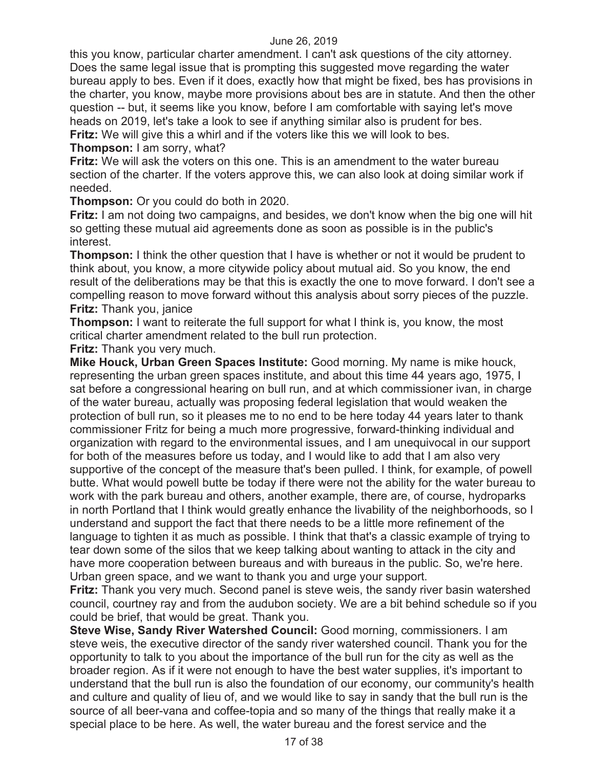this you know, particular charter amendment. I can't ask questions of the city attorney. Does the same legal issue that is prompting this suggested move regarding the water bureau apply to bes. Even if it does, exactly how that might be fixed, bes has provisions in the charter, you know, maybe more provisions about bes are in statute. And then the other question -- but, it seems like you know, before I am comfortable with saying let's move heads on 2019, let's take a look to see if anything similar also is prudent for bes.

**Fritz:** We will give this a whirl and if the voters like this we will look to bes.

**Thompson:** I am sorry, what?

**Fritz:** We will ask the voters on this one. This is an amendment to the water bureau section of the charter. If the voters approve this, we can also look at doing similar work if needed.

**Thompson:** Or you could do both in 2020.

**Fritz:** I am not doing two campaigns, and besides, we don't know when the big one will hit so getting these mutual aid agreements done as soon as possible is in the public's interest.

**Thompson:** I think the other question that I have is whether or not it would be prudent to think about, you know, a more citywide policy about mutual aid. So you know, the end result of the deliberations may be that this is exactly the one to move forward. I don't see a compelling reason to move forward without this analysis about sorry pieces of the puzzle.

**Fritz:** Thank you, janice

**Thompson:** I want to reiterate the full support for what I think is, you know, the most critical charter amendment related to the bull run protection.

**Fritz:** Thank you very much.

**Mike Houck, Urban Green Spaces Institute:** Good morning. My name is mike houck, representing the urban green spaces institute, and about this time 44 years ago, 1975, I sat before a congressional hearing on bull run, and at which commissioner ivan, in charge of the water bureau, actually was proposing federal legislation that would weaken the protection of bull run, so it pleases me to no end to be here today 44 years later to thank commissioner Fritz for being a much more progressive, forward-thinking individual and organization with regard to the environmental issues, and I am unequivocal in our support for both of the measures before us today, and I would like to add that I am also very supportive of the concept of the measure that's been pulled. I think, for example, of powell butte. What would powell butte be today if there were not the ability for the water bureau to work with the park bureau and others, another example, there are, of course, hydroparks in north Portland that I think would greatly enhance the livability of the neighborhoods, so I understand and support the fact that there needs to be a little more refinement of the language to tighten it as much as possible. I think that that's a classic example of trying to tear down some of the silos that we keep talking about wanting to attack in the city and have more cooperation between bureaus and with bureaus in the public. So, we're here. Urban green space, and we want to thank you and urge your support.

**Fritz:** Thank you very much. Second panel is steve weis, the sandy river basin watershed council, courtney ray and from the audubon society. We are a bit behind schedule so if you could be brief, that would be great. Thank you.

**Steve Wise, Sandy River Watershed Council:** Good morning, commissioners. I am steve weis, the executive director of the sandy river watershed council. Thank you for the opportunity to talk to you about the importance of the bull run for the city as well as the broader region. As if it were not enough to have the best water supplies, it's important to understand that the bull run is also the foundation of our economy, our community's health and culture and quality of lieu of, and we would like to say in sandy that the bull run is the source of all beer-vana and coffee-topia and so many of the things that really make it a special place to be here. As well, the water bureau and the forest service and the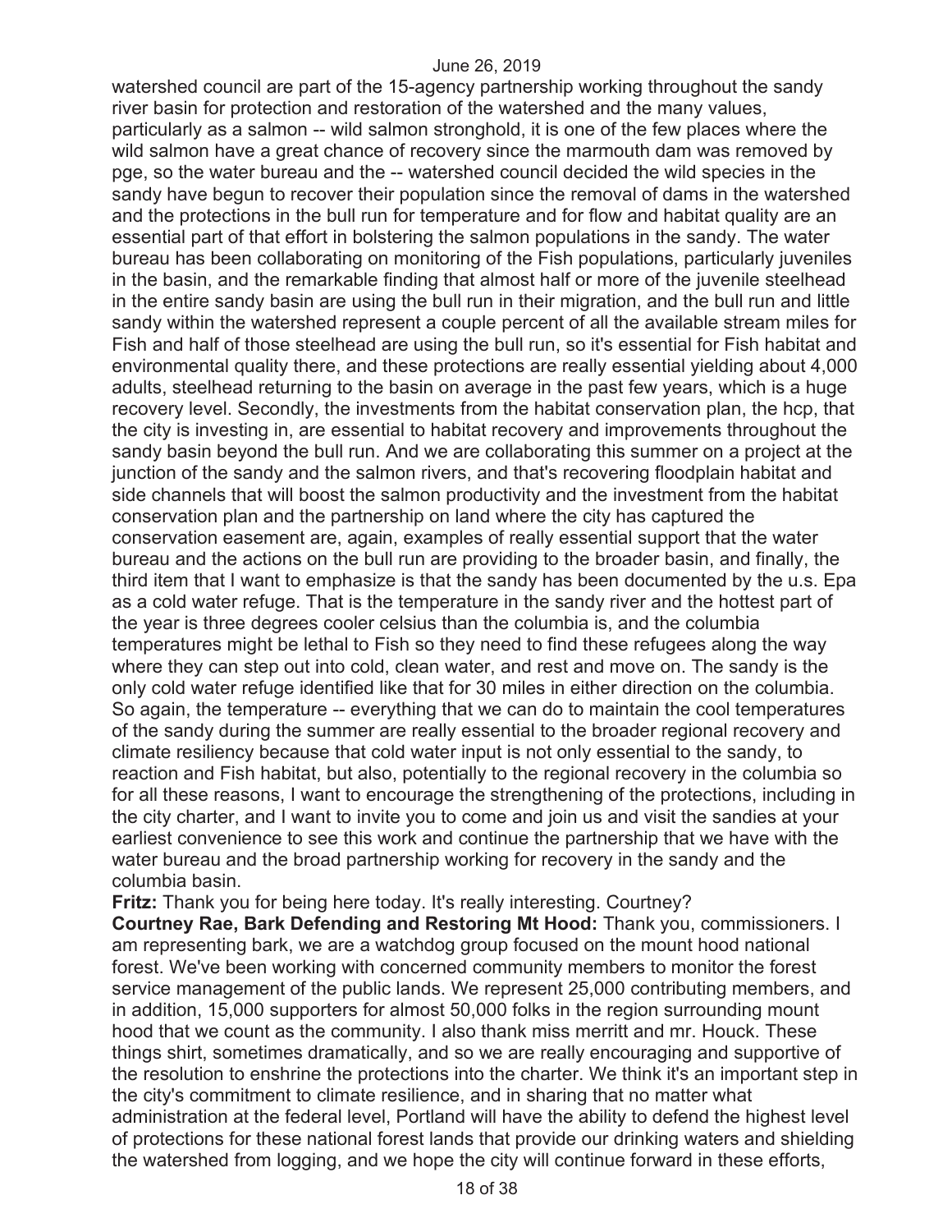watershed council are part of the 15-agency partnership working throughout the sandy river basin for protection and restoration of the watershed and the many values, particularly as a salmon -- wild salmon stronghold, it is one of the few places where the wild salmon have a great chance of recovery since the marmouth dam was removed by pge, so the water bureau and the -- watershed council decided the wild species in the sandy have begun to recover their population since the removal of dams in the watershed and the protections in the bull run for temperature and for flow and habitat quality are an essential part of that effort in bolstering the salmon populations in the sandy. The water bureau has been collaborating on monitoring of the Fish populations, particularly juveniles in the basin, and the remarkable finding that almost half or more of the juvenile steelhead in the entire sandy basin are using the bull run in their migration, and the bull run and little sandy within the watershed represent a couple percent of all the available stream miles for Fish and half of those steelhead are using the bull run, so it's essential for Fish habitat and environmental quality there, and these protections are really essential yielding about 4,000 adults, steelhead returning to the basin on average in the past few years, which is a huge recovery level. Secondly, the investments from the habitat conservation plan, the hcp, that the city is investing in, are essential to habitat recovery and improvements throughout the sandy basin beyond the bull run. And we are collaborating this summer on a project at the junction of the sandy and the salmon rivers, and that's recovering floodplain habitat and side channels that will boost the salmon productivity and the investment from the habitat conservation plan and the partnership on land where the city has captured the conservation easement are, again, examples of really essential support that the water bureau and the actions on the bull run are providing to the broader basin, and finally, the third item that I want to emphasize is that the sandy has been documented by the u.s. Epa as a cold water refuge. That is the temperature in the sandy river and the hottest part of the year is three degrees cooler celsius than the columbia is, and the columbia temperatures might be lethal to Fish so they need to find these refugees along the way where they can step out into cold, clean water, and rest and move on. The sandy is the only cold water refuge identified like that for 30 miles in either direction on the columbia. So again, the temperature -- everything that we can do to maintain the cool temperatures of the sandy during the summer are really essential to the broader regional recovery and climate resiliency because that cold water input is not only essential to the sandy, to reaction and Fish habitat, but also, potentially to the regional recovery in the columbia so for all these reasons, I want to encourage the strengthening of the protections, including in the city charter, and I want to invite you to come and join us and visit the sandies at your earliest convenience to see this work and continue the partnership that we have with the water bureau and the broad partnership working for recovery in the sandy and the columbia basin.

**Fritz:** Thank you for being here today. It's really interesting. Courtney?

**Courtney Rae, Bark Defending and Restoring Mt Hood:** Thank you, commissioners. I am representing bark, we are a watchdog group focused on the mount hood national forest. We've been working with concerned community members to monitor the forest service management of the public lands. We represent 25,000 contributing members, and in addition, 15,000 supporters for almost 50,000 folks in the region surrounding mount hood that we count as the community. I also thank miss merritt and mr. Houck. These things shirt, sometimes dramatically, and so we are really encouraging and supportive of the resolution to enshrine the protections into the charter. We think it's an important step in the city's commitment to climate resilience, and in sharing that no matter what administration at the federal level, Portland will have the ability to defend the highest level of protections for these national forest lands that provide our drinking waters and shielding the watershed from logging, and we hope the city will continue forward in these efforts,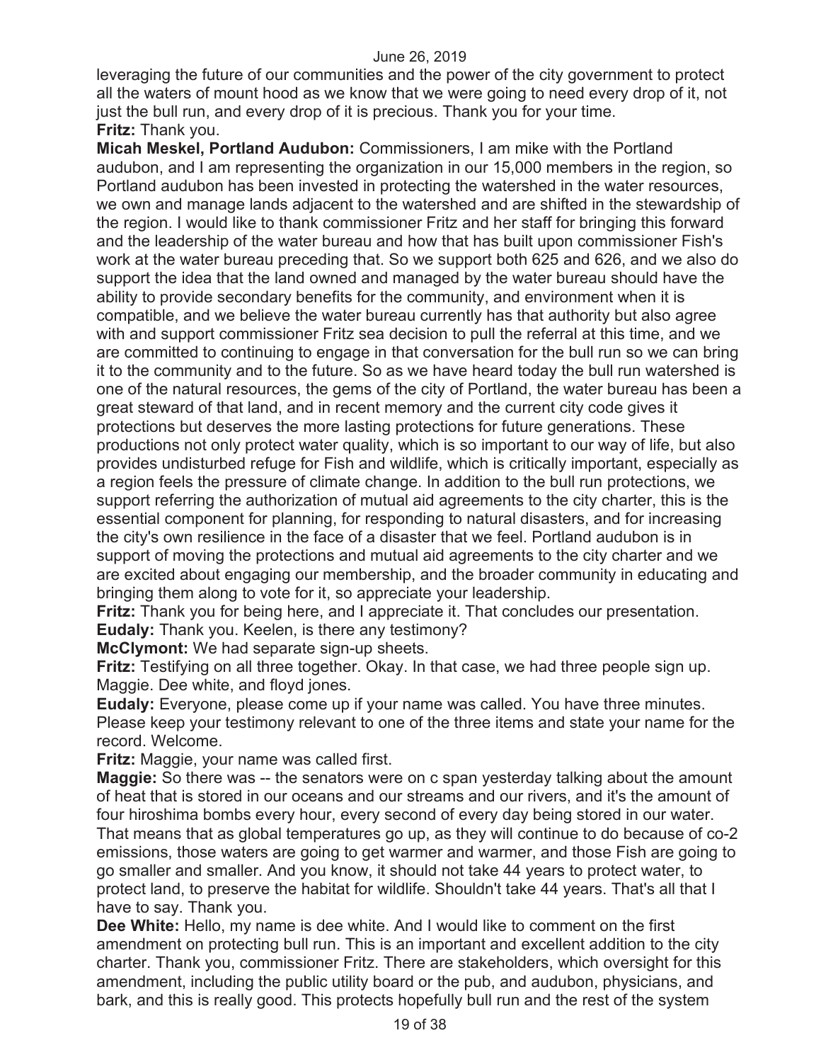leveraging the future of our communities and the power of the city government to protect all the waters of mount hood as we know that we were going to need every drop of it, not just the bull run, and every drop of it is precious. Thank you for your time.

**Fritz:** Thank you.

**Micah Meskel, Portland Audubon:** Commissioners, I am mike with the Portland audubon, and I am representing the organization in our 15,000 members in the region, so Portland audubon has been invested in protecting the watershed in the water resources, we own and manage lands adjacent to the watershed and are shifted in the stewardship of the region. I would like to thank commissioner Fritz and her staff for bringing this forward and the leadership of the water bureau and how that has built upon commissioner Fish's work at the water bureau preceding that. So we support both 625 and 626, and we also do support the idea that the land owned and managed by the water bureau should have the ability to provide secondary benefits for the community, and environment when it is compatible, and we believe the water bureau currently has that authority but also agree with and support commissioner Fritz sea decision to pull the referral at this time, and we are committed to continuing to engage in that conversation for the bull run so we can bring it to the community and to the future. So as we have heard today the bull run watershed is one of the natural resources, the gems of the city of Portland, the water bureau has been a great steward of that land, and in recent memory and the current city code gives it protections but deserves the more lasting protections for future generations. These productions not only protect water quality, which is so important to our way of life, but also provides undisturbed refuge for Fish and wildlife, which is critically important, especially as a region feels the pressure of climate change. In addition to the bull run protections, we support referring the authorization of mutual aid agreements to the city charter, this is the essential component for planning, for responding to natural disasters, and for increasing the city's own resilience in the face of a disaster that we feel. Portland audubon is in support of moving the protections and mutual aid agreements to the city charter and we are excited about engaging our membership, and the broader community in educating and bringing them along to vote for it, so appreciate your leadership.

**Fritz:** Thank you for being here, and I appreciate it. That concludes our presentation.

**Eudaly:** Thank you. Keelen, is there any testimony?

**McClymont:** We had separate sign-up sheets.

**Fritz:** Testifying on all three together. Okay. In that case, we had three people sign up. Maggie. Dee white, and floyd jones.

**Eudaly:** Everyone, please come up if your name was called. You have three minutes. Please keep your testimony relevant to one of the three items and state your name for the record. Welcome.

**Fritz:** Maggie, your name was called first.

**Maggie:** So there was -- the senators were on c span yesterday talking about the amount of heat that is stored in our oceans and our streams and our rivers, and it's the amount of four hiroshima bombs every hour, every second of every day being stored in our water. That means that as global temperatures go up, as they will continue to do because of co-2 emissions, those waters are going to get warmer and warmer, and those Fish are going to go smaller and smaller. And you know, it should not take 44 years to protect water, to protect land, to preserve the habitat for wildlife. Shouldn't take 44 years. That's all that I have to say. Thank you.

**Dee White:** Hello, my name is dee white. And I would like to comment on the first amendment on protecting bull run. This is an important and excellent addition to the city charter. Thank you, commissioner Fritz. There are stakeholders, which oversight for this amendment, including the public utility board or the pub, and audubon, physicians, and bark, and this is really good. This protects hopefully bull run and the rest of the system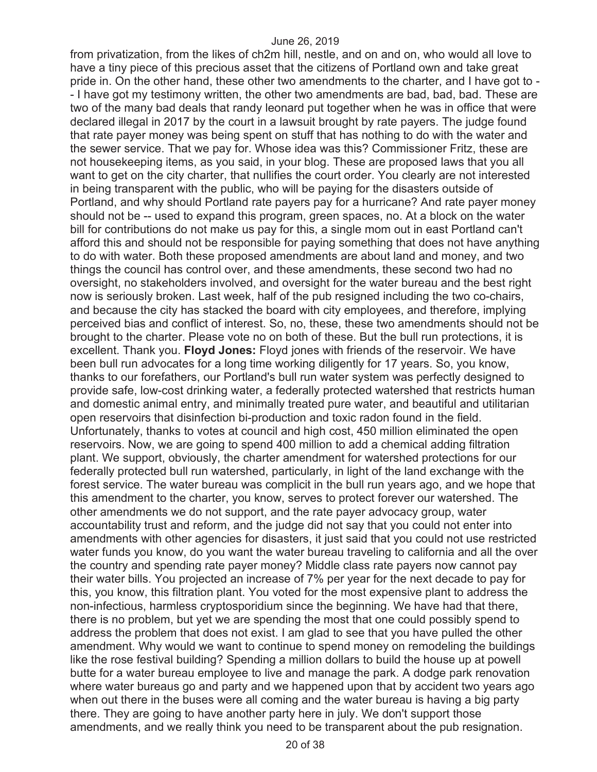from privatization, from the likes of ch2m hill, nestle, and on and on, who would all love to have a tiny piece of this precious asset that the citizens of Portland own and take great pride in. On the other hand, these other two amendments to the charter, and I have got to -- I have got my testimony written, the other two amendments are bad, bad, bad. These are two of the many bad deals that randy leonard put together when he was in office that were declared illegal in 2017 by the court in a lawsuit brought by rate payers. The judge found that rate payer money was being spent on stuff that has nothing to do with the water and the sewer service. That we pay for. Whose idea was this? Commissioner Fritz, these are not housekeeping items, as you said, in your blog. These are proposed laws that you all want to get on the city charter, that nullifies the court order. You clearly are not interested in being transparent with the public, who will be paying for the disasters outside of Portland, and why should Portland rate payers pay for a hurricane? And rate payer money should not be -- used to expand this program, green spaces, no. At a block on the water bill for contributions do not make us pay for this, a single mom out in east Portland can't afford this and should not be responsible for paying something that does not have anything to do with water. Both these proposed amendments are about land and money, and two things the council has control over, and these amendments, these second two had no oversight, no stakeholders involved, and oversight for the water bureau and the best right now is seriously broken. Last week, half of the pub resigned including the two co-chairs, and because the city has stacked the board with city employees, and therefore, implying perceived bias and conflict of interest. So, no, these, these two amendments should not be brought to the charter. Please vote no on both of these. But the bull run protections, it is excellent. Thank you. **Floyd Jones:** Floyd jones with friends of the reservoir. We have been bull run advocates for a long time working diligently for 17 years. So, you know, thanks to our forefathers, our Portland's bull run water system was perfectly designed to provide safe, low-cost drinking water, a federally protected watershed that restricts human and domestic animal entry, and minimally treated pure water, and beautiful and utilitarian open reservoirs that disinfection bi-production and toxic radon found in the field. Unfortunately, thanks to votes at council and high cost, 450 million eliminated the open reservoirs. Now, we are going to spend 400 million to add a chemical adding filtration plant. We support, obviously, the charter amendment for watershed protections for our federally protected bull run watershed, particularly, in light of the land exchange with the forest service. The water bureau was complicit in the bull run years ago, and we hope that this amendment to the charter, you know, serves to protect forever our watershed. The other amendments we do not support, and the rate payer advocacy group, water accountability trust and reform, and the judge did not say that you could not enter into amendments with other agencies for disasters, it just said that you could not use restricted water funds you know, do you want the water bureau traveling to california and all the over the country and spending rate payer money? Middle class rate payers now cannot pay their water bills. You projected an increase of 7% per year for the next decade to pay for this, you know, this filtration plant. You voted for the most expensive plant to address the non-infectious, harmless cryptosporidium since the beginning. We have had that there, there is no problem, but yet we are spending the most that one could possibly spend to address the problem that does not exist. I am glad to see that you have pulled the other amendment. Why would we want to continue to spend money on remodeling the buildings like the rose festival building? Spending a million dollars to build the house up at powell butte for a water bureau employee to live and manage the park. A dodge park renovation where water bureaus go and party and we happened upon that by accident two years ago when out there in the buses were all coming and the water bureau is having a big party there. They are going to have another party here in july. We don't support those amendments, and we really think you need to be transparent about the pub resignation.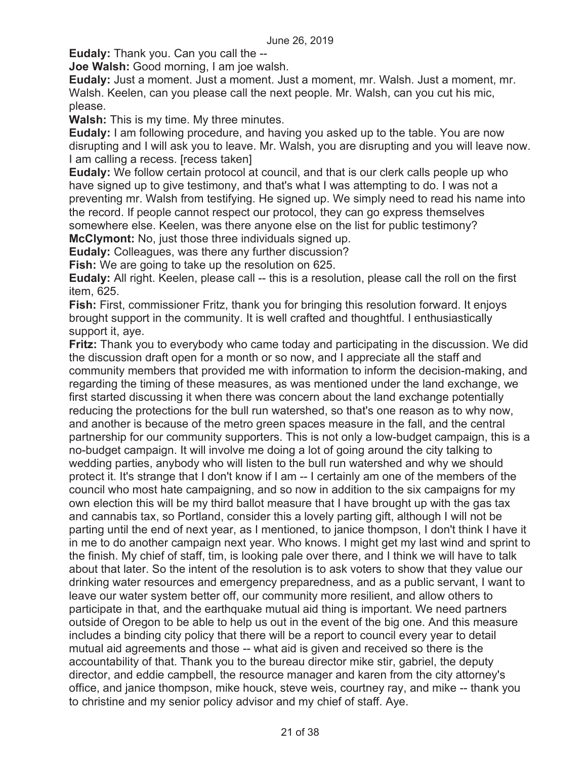**Eudaly:** Thank you. Can you call the --

**Joe Walsh:** Good morning, I am joe walsh.

**Eudaly:** Just a moment. Just a moment. Just a moment, mr. Walsh. Just a moment, mr. Walsh. Keelen, can you please call the next people. Mr. Walsh, can you cut his mic, please.

**Walsh:** This is my time. My three minutes.

**Eudaly:** I am following procedure, and having you asked up to the table. You are now disrupting and I will ask you to leave. Mr. Walsh, you are disrupting and you will leave now. I am calling a recess. [recess taken]

**Eudaly:** We follow certain protocol at council, and that is our clerk calls people up who have signed up to give testimony, and that's what I was attempting to do. I was not a preventing mr. Walsh from testifying. He signed up. We simply need to read his name into the record. If people cannot respect our protocol, they can go express themselves somewhere else. Keelen, was there anyone else on the list for public testimony?

**McClymont:** No, just those three individuals signed up.

**Eudaly:** Colleagues, was there any further discussion?

**Fish:** We are going to take up the resolution on 625.

**Eudaly:** All right. Keelen, please call -- this is a resolution, please call the roll on the first item, 625.

**Fish:** First, commissioner Fritz, thank you for bringing this resolution forward. It enjoys brought support in the community. It is well crafted and thoughtful. I enthusiastically support it, aye.

**Fritz:** Thank you to everybody who came today and participating in the discussion. We did the discussion draft open for a month or so now, and I appreciate all the staff and community members that provided me with information to inform the decision-making, and regarding the timing of these measures, as was mentioned under the land exchange, we first started discussing it when there was concern about the land exchange potentially reducing the protections for the bull run watershed, so that's one reason as to why now, and another is because of the metro green spaces measure in the fall, and the central partnership for our community supporters. This is not only a low-budget campaign, this is a no-budget campaign. It will involve me doing a lot of going around the city talking to wedding parties, anybody who will listen to the bull run watershed and why we should protect it. It's strange that I don't know if I am -- I certainly am one of the members of the council who most hate campaigning, and so now in addition to the six campaigns for my own election this will be my third ballot measure that I have brought up with the gas tax and cannabis tax, so Portland, consider this a lovely parting gift, although I will not be parting until the end of next year, as I mentioned, to janice thompson, I don't think I have it in me to do another campaign next year. Who knows. I might get my last wind and sprint to the finish. My chief of staff, tim, is looking pale over there, and I think we will have to talk about that later. So the intent of the resolution is to ask voters to show that they value our drinking water resources and emergency preparedness, and as a public servant, I want to leave our water system better off, our community more resilient, and allow others to participate in that, and the earthquake mutual aid thing is important. We need partners outside of Oregon to be able to help us out in the event of the big one. And this measure includes a binding city policy that there will be a report to council every year to detail mutual aid agreements and those -- what aid is given and received so there is the accountability of that. Thank you to the bureau director mike stir, gabriel, the deputy director, and eddie campbell, the resource manager and karen from the city attorney's office, and janice thompson, mike houck, steve weis, courtney ray, and mike -- thank you to christine and my senior policy advisor and my chief of staff. Aye.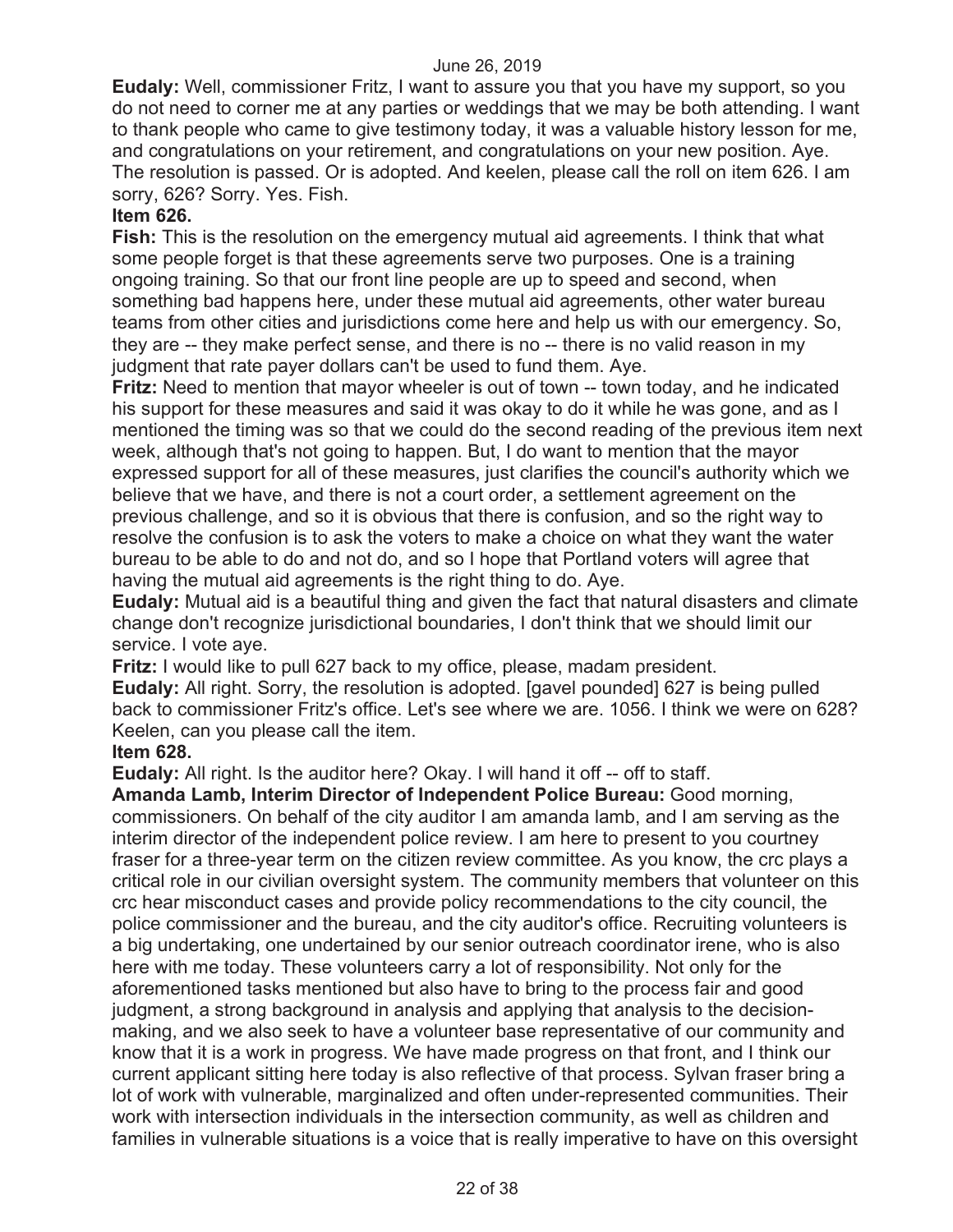**Eudaly:** Well, commissioner Fritz, I want to assure you that you have my support, so you do not need to corner me at any parties or weddings that we may be both attending. I want to thank people who came to give testimony today, it was a valuable history lesson for me, and congratulations on your retirement, and congratulations on your new position. Aye. The resolution is passed. Or is adopted. And keelen, please call the roll on item 626. I am sorry, 626? Sorry. Yes. Fish.

**Item 626.**

**Fish:** This is the resolution on the emergency mutual aid agreements. I think that what some people forget is that these agreements serve two purposes. One is a training ongoing training. So that our front line people are up to speed and second, when something bad happens here, under these mutual aid agreements, other water bureau teams from other cities and jurisdictions come here and help us with our emergency. So, they are -- they make perfect sense, and there is no -- there is no valid reason in my judgment that rate payer dollars can't be used to fund them. Aye.

**Fritz:** Need to mention that mayor wheeler is out of town -- town today, and he indicated his support for these measures and said it was okay to do it while he was gone, and as I mentioned the timing was so that we could do the second reading of the previous item next week, although that's not going to happen. But, I do want to mention that the mayor expressed support for all of these measures, just clarifies the council's authority which we believe that we have, and there is not a court order, a settlement agreement on the previous challenge, and so it is obvious that there is confusion, and so the right way to resolve the confusion is to ask the voters to make a choice on what they want the water bureau to be able to do and not do, and so I hope that Portland voters will agree that having the mutual aid agreements is the right thing to do. Aye.

**Eudaly:** Mutual aid is a beautiful thing and given the fact that natural disasters and climate change don't recognize jurisdictional boundaries, I don't think that we should limit our service. I vote aye.

**Fritz:** I would like to pull 627 back to my office, please, madam president.

**Eudaly:** All right. Sorry, the resolution is adopted. [gavel pounded] 627 is being pulled back to commissioner Fritz's office. Let's see where we are. 1056. I think we were on 628? Keelen, can you please call the item.

**Item 628.**

**Eudaly:** All right. Is the auditor here? Okay. I will hand it off -- off to staff.

**Amanda Lamb, Interim Director of Independent Police Bureau:** Good morning, commissioners. On behalf of the city auditor I am amanda lamb, and I am serving as the interim director of the independent police review. I am here to present to you courtney fraser for a three-year term on the citizen review committee. As you know, the crc plays a critical role in our civilian oversight system. The community members that volunteer on this crc hear misconduct cases and provide policy recommendations to the city council, the police commissioner and the bureau, and the city auditor's office. Recruiting volunteers is a big undertaking, one undertained by our senior outreach coordinator irene, who is also here with me today. These volunteers carry a lot of responsibility. Not only for the aforementioned tasks mentioned but also have to bring to the process fair and good judgment, a strong background in analysis and applying that analysis to the decision-making, and we also seek to have a volunteer base representative of our community and know that it is a work in progress. We have made progress on that front, and I think our current applicant sitting here today is also reflective of that process. Sylvan fraser bring a lot of work with vulnerable, marginalized and often under-represented communities. Their work with intersection individuals in the intersection community, as well as children and families in vulnerable situations is a voice that is really imperative to have on this oversight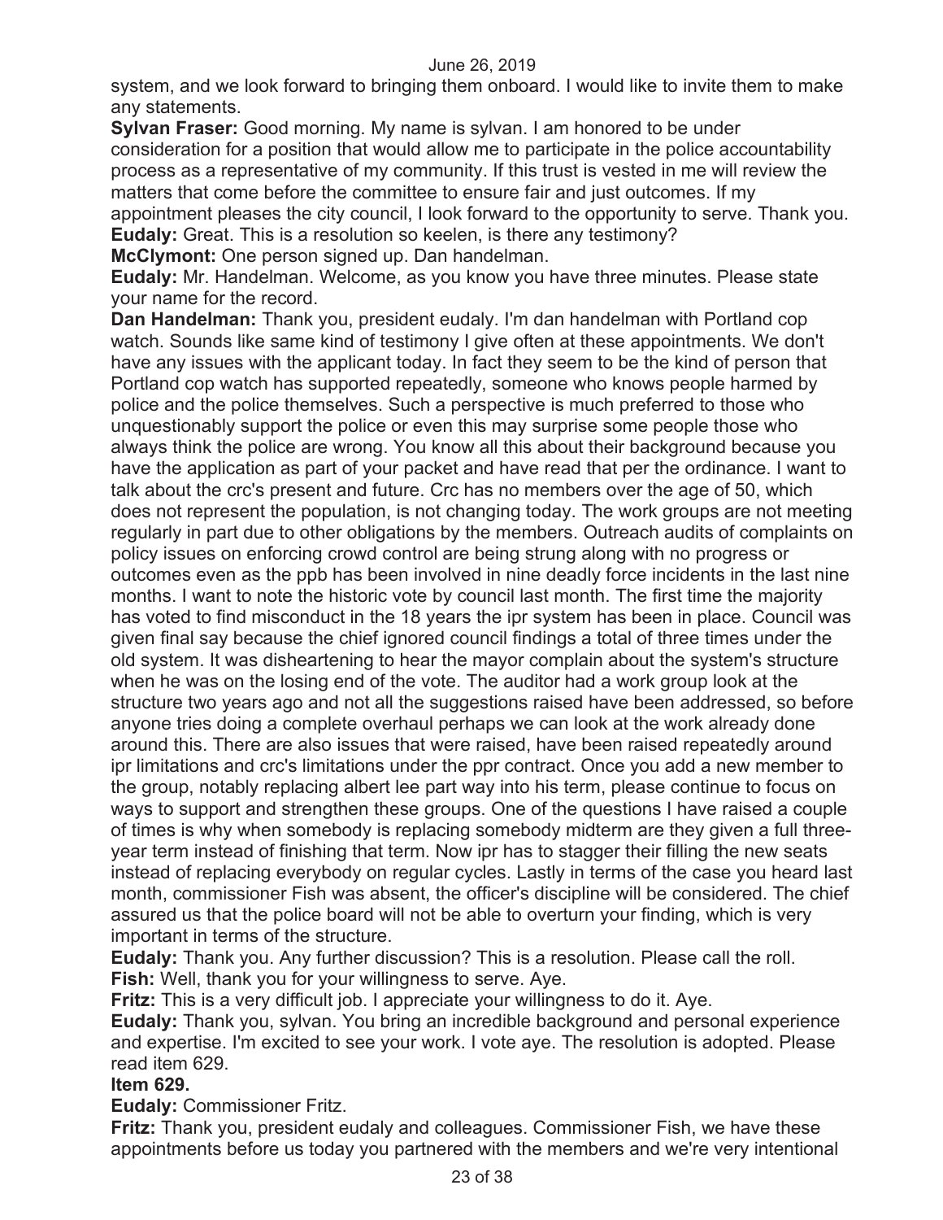system, and we look forward to bringing them onboard. I would like to invite them to make any statements.

**Sylvan Fraser:** Good morning. My name is sylvan. I am honored to be under consideration for a position that would allow me to participate in the police accountability process as a representative of my community. If this trust is vested in me will review the matters that come before the committee to ensure fair and just outcomes. If my appointment pleases the city council, I look forward to the opportunity to serve. Thank you.

**Eudaly:** Great. This is a resolution so keelen, is there any testimony?

**McClymont:** One person signed up. Dan handelman.

**Eudaly:** Mr. Handelman. Welcome, as you know you have three minutes. Please state your name for the record.

**Dan Handelman:** Thank you, president eudaly. I'm dan handelman with Portland cop watch. Sounds like same kind of testimony I give often at these appointments. We don't have any issues with the applicant today. In fact they seem to be the kind of person that Portland cop watch has supported repeatedly, someone who knows people harmed by police and the police themselves. Such a perspective is much preferred to those who unquestionably support the police or even this may surprise some people those who always think the police are wrong. You know all this about their background because you have the application as part of your packet and have read that per the ordinance. I want to talk about the crc's present and future. Crc has no members over the age of 50, which does not represent the population, is not changing today. The work groups are not meeting regularly in part due to other obligations by the members. Outreach audits of complaints on policy issues on enforcing crowd control are being strung along with no progress or outcomes even as the ppb has been involved in nine deadly force incidents in the last nine months. I want to note the historic vote by council last month. The first time the majority has voted to find misconduct in the 18 years the ipr system has been in place. Council was given final say because the chief ignored council findings a total of three times under the old system. It was disheartening to hear the mayor complain about the system's structure when he was on the losing end of the vote. The auditor had a work group look at the structure two years ago and not all the suggestions raised have been addressed, so before anyone tries doing a complete overhaul perhaps we can look at the work already done around this. There are also issues that were raised, have been raised repeatedly around ipr limitations and crc's limitations under the ppr contract. Once you add a new member to the group, notably replacing albert lee part way into his term, please continue to focus on ways to support and strengthen these groups. One of the questions I have raised a couple of times is why when somebody is replacing somebody midterm are they given a full three-year term instead of finishing that term. Now ipr has to stagger their filling the new seats instead of replacing everybody on regular cycles. Lastly in terms of the case you heard last month, commissioner Fish was absent, the officer's discipline will be considered. The chief assured us that the police board will not be able to overturn your finding, which is very important in terms of the structure.

**Eudaly:** Thank you. Any further discussion? This is a resolution. Please call the roll.

**Fish:** Well, thank you for your willingness to serve. Aye.

**Fritz:** This is a very difficult job. I appreciate your willingness to do it. Aye.

**Eudaly:** Thank you, sylvan. You bring an incredible background and personal experience and expertise. I'm excited to see your work. I vote aye. The resolution is adopted. Please read item 629.

**Item 629.**

**Eudaly:** Commissioner Fritz.

**Fritz:** Thank you, president eudaly and colleagues. Commissioner Fish, we have these appointments before us today you partnered with the members and we're very intentional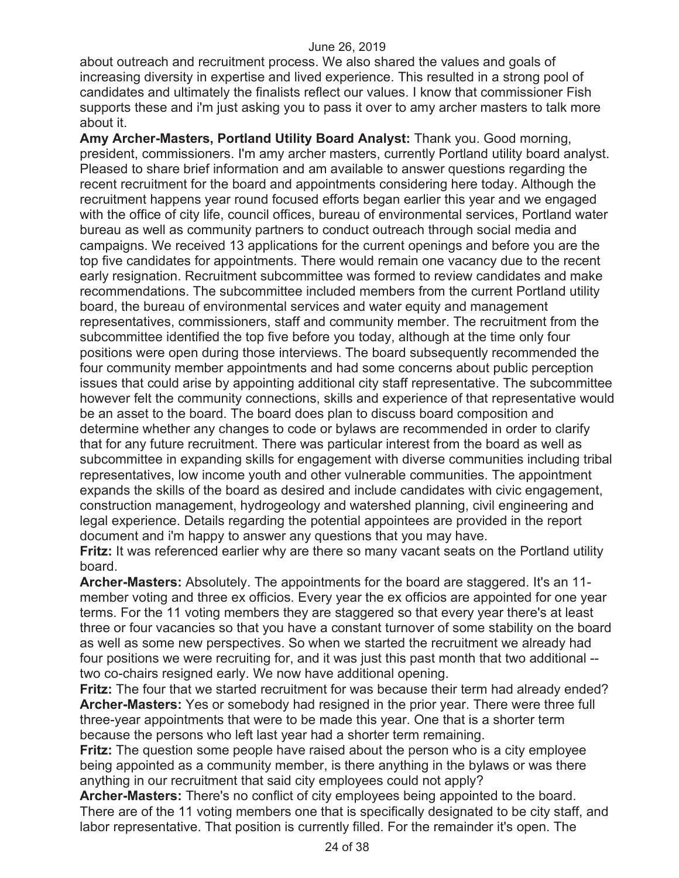about outreach and recruitment process. We also shared the values and goals of increasing diversity in expertise and lived experience. This resulted in a strong pool of candidates and ultimately the finalists reflect our values. I know that commissioner Fish supports these and i'm just asking you to pass it over to amy archer masters to talk more about it.

**Amy Archer-Masters, Portland Utility Board Analyst:** Thank you. Good morning, president, commissioners. I'm amy archer masters, currently Portland utility board analyst. Pleased to share brief information and am available to answer questions regarding the recent recruitment for the board and appointments considering here today. Although the recruitment happens year round focused efforts began earlier this year and we engaged with the office of city life, council offices, bureau of environmental services, Portland water bureau as well as community partners to conduct outreach through social media and campaigns. We received 13 applications for the current openings and before you are the top five candidates for appointments. There would remain one vacancy due to the recent early resignation. Recruitment subcommittee was formed to review candidates and make recommendations. The subcommittee included members from the current Portland utility board, the bureau of environmental services and water equity and management representatives, commissioners, staff and community member. The recruitment from the subcommittee identified the top five before you today, although at the time only four positions were open during those interviews. The board subsequently recommended the four community member appointments and had some concerns about public perception issues that could arise by appointing additional city staff representative. The subcommittee however felt the community connections, skills and experience of that representative would be an asset to the board. The board does plan to discuss board composition and determine whether any changes to code or bylaws are recommended in order to clarify that for any future recruitment. There was particular interest from the board as well as subcommittee in expanding skills for engagement with diverse communities including tribal representatives, low income youth and other vulnerable communities. The appointment expands the skills of the board as desired and include candidates with civic engagement, construction management, hydrogeology and watershed planning, civil engineering and legal experience. Details regarding the potential appointees are provided in the report document and i'm happy to answer any questions that you may have.

**Fritz:** It was referenced earlier why are there so many vacant seats on the Portland utility board.

**Archer-Masters:** Absolutely. The appointments for the board are staggered. It's an 11-member voting and three ex officios. Every year the ex officios are appointed for one year terms. For the 11 voting members they are staggered so that every year there's at least three or four vacancies so that you have a constant turnover of some stability on the board as well as some new perspectives. So when we started the recruitment we already had four positions we were recruiting for, and it was just this past month that two additional -- two co-chairs resigned early. We now have additional opening.

**Fritz:** The four that we started recruitment for was because their term had already ended?

**Archer-Masters:** Yes or somebody had resigned in the prior year. There were three full three-year appointments that were to be made this year. One that is a shorter term because the persons who left last year had a shorter term remaining.

**Fritz:** The question some people have raised about the person who is a city employee being appointed as a community member, is there anything in the bylaws or was there anything in our recruitment that said city employees could not apply?

**Archer-Masters:** There's no conflict of city employees being appointed to the board. There are of the 11 voting members one that is specifically designated to be city staff, and labor representative. That position is currently filled. For the remainder it's open. The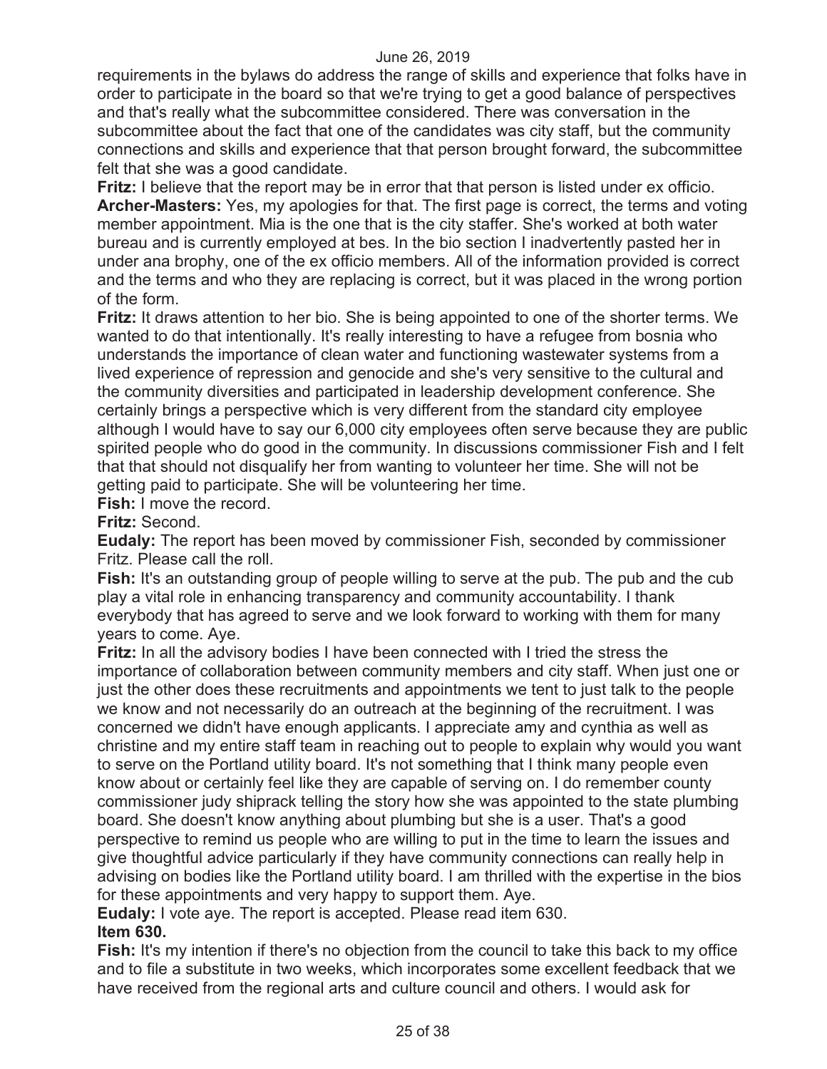requirements in the bylaws do address the range of skills and experience that folks have in order to participate in the board so that we're trying to get a good balance of perspectives and that's really what the subcommittee considered. There was conversation in the subcommittee about the fact that one of the candidates was city staff, but the community connections and skills and experience that that person brought forward, the subcommittee felt that she was a good candidate.

**Fritz:** I believe that the report may be in error that that person is listed under ex officio.

**Archer-Masters:** Yes, my apologies for that. The first page is correct, the terms and voting member appointment. Mia is the one that is the city staffer. She's worked at both water bureau and is currently employed at bes. In the bio section I inadvertently pasted her in under ana brophy, one of the ex officio members. All of the information provided is correct and the terms and who they are replacing is correct, but it was placed in the wrong portion of the form.

**Fritz:** It draws attention to her bio. She is being appointed to one of the shorter terms. We wanted to do that intentionally. It's really interesting to have a refugee from bosnia who understands the importance of clean water and functioning wastewater systems from a lived experience of repression and genocide and she's very sensitive to the cultural and the community diversities and participated in leadership development conference. She certainly brings a perspective which is very different from the standard city employee although I would have to say our 6,000 city employees often serve because they are public spirited people who do good in the community. In discussions commissioner Fish and I felt that that should not disqualify her from wanting to volunteer her time. She will not be getting paid to participate. She will be volunteering her time.

**Fish:** I move the record.

**Fritz:** Second.

**Eudaly:** The report has been moved by commissioner Fish, seconded by commissioner Fritz. Please call the roll.

**Fish:** It's an outstanding group of people willing to serve at the pub. The pub and the cub play a vital role in enhancing transparency and community accountability. I thank everybody that has agreed to serve and we look forward to working with them for many years to come. Aye.

**Fritz:** In all the advisory bodies I have been connected with I tried the stress the importance of collaboration between community members and city staff. When just one or just the other does these recruitments and appointments we tent to just talk to the people we know and not necessarily do an outreach at the beginning of the recruitment. I was concerned we didn't have enough applicants. I appreciate amy and cynthia as well as christine and my entire staff team in reaching out to people to explain why would you want to serve on the Portland utility board. It's not something that I think many people even know about or certainly feel like they are capable of serving on. I do remember county commissioner judy shiprack telling the story how she was appointed to the state plumbing board. She doesn't know anything about plumbing but she is a user. That's a good perspective to remind us people who are willing to put in the time to learn the issues and give thoughtful advice particularly if they have community connections can really help in advising on bodies like the Portland utility board. I am thrilled with the expertise in the bios for these appointments and very happy to support them. Aye.

**Eudaly:** I vote aye. The report is accepted. Please read item 630.

**Item 630.**

**Fish:** It's my intention if there's no objection from the council to take this back to my office and to file a substitute in two weeks, which incorporates some excellent feedback that we have received from the regional arts and culture council and others. I would ask for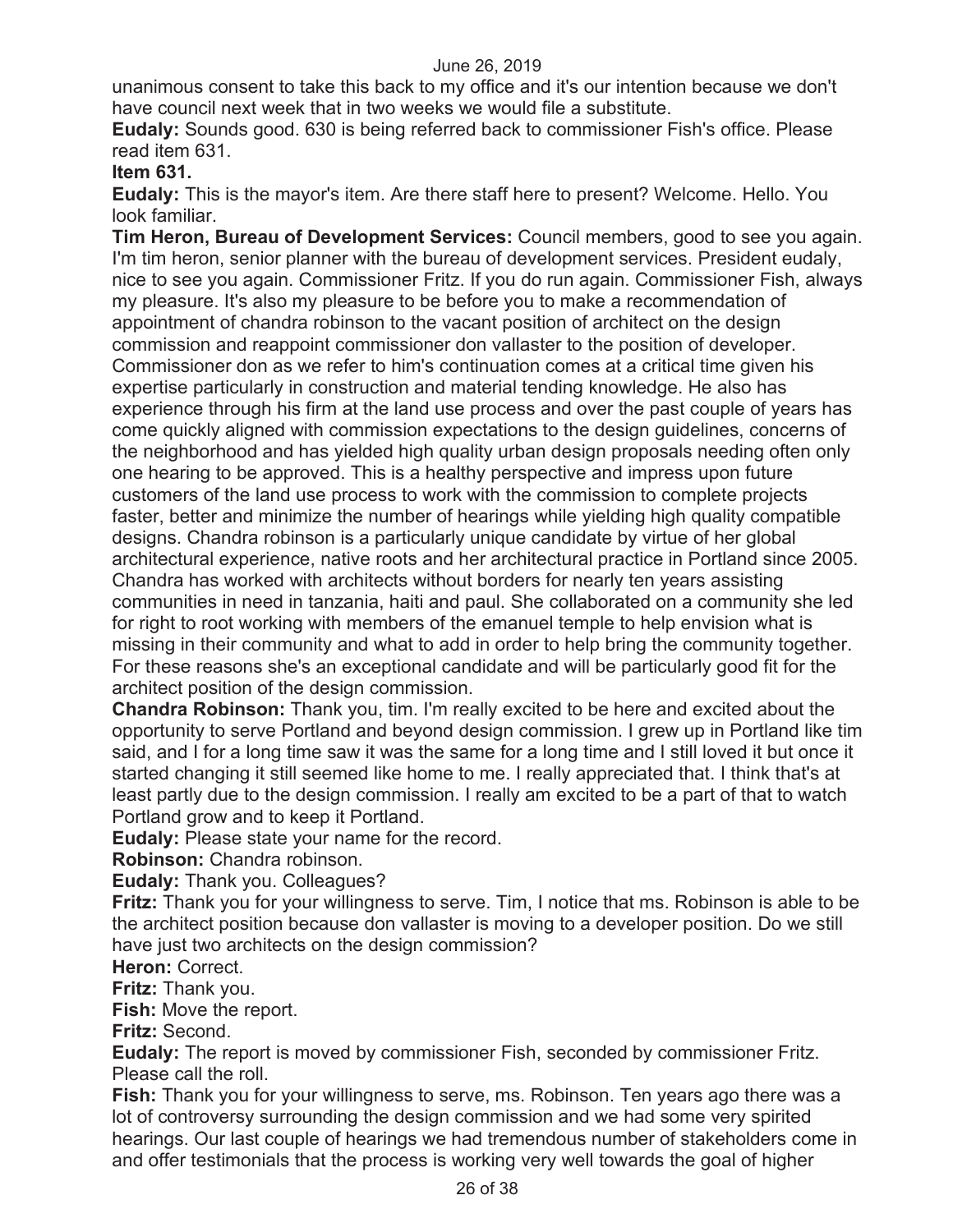unanimous consent to take this back to my office and it's our intention because we don't have council next week that in two weeks we would file a substitute.

**Eudaly:** Sounds good. 630 is being referred back to commissioner Fish's office. Please read item 631.

**Item 631.**

**Eudaly:** This is the mayor's item. Are there staff here to present? Welcome. Hello. You look familiar.

**Tim Heron, Bureau of Development Services:** Council members, good to see you again. I'm tim heron, senior planner with the bureau of development services. President eudaly, nice to see you again. Commissioner Fritz. If you do run again. Commissioner Fish, always my pleasure. It's also my pleasure to be before you to make a recommendation of appointment of chandra robinson to the vacant position of architect on the design commission and reappoint commissioner don vallaster to the position of developer. Commissioner don as we refer to him's continuation comes at a critical time given his expertise particularly in construction and material tending knowledge. He also has experience through his firm at the land use process and over the past couple of years has come quickly aligned with commission expectations to the design guidelines, concerns of the neighborhood and has yielded high quality urban design proposals needing often only one hearing to be approved. This is a healthy perspective and impress upon future customers of the land use process to work with the commission to complete projects faster, better and minimize the number of hearings while yielding high quality compatible designs. Chandra robinson is a particularly unique candidate by virtue of her global architectural experience, native roots and her architectural practice in Portland since 2005. Chandra has worked with architects without borders for nearly ten years assisting communities in need in tanzania, haiti and paul. She collaborated on a community she led for right to root working with members of the emanuel temple to help envision what is missing in their community and what to add in order to help bring the community together. For these reasons she's an exceptional candidate and will be particularly good fit for the architect position of the design commission.

**Chandra Robinson:** Thank you, tim. I'm really excited to be here and excited about the opportunity to serve Portland and beyond design commission. I grew up in Portland like tim said, and I for a long time saw it was the same for a long time and I still loved it but once it started changing it still seemed like home to me. I really appreciated that. I think that's at least partly due to the design commission. I really am excited to be a part of that to watch Portland grow and to keep it Portland.

**Eudaly:** Please state your name for the record.

**Robinson:** Chandra robinson.

**Eudaly:** Thank you. Colleagues?

**Fritz:** Thank you for your willingness to serve. Tim, I notice that ms. Robinson is able to be the architect position because don vallaster is moving to a developer position. Do we still have just two architects on the design commission?

**Heron:** Correct.

**Fritz:** Thank you.

**Fish:** Move the report.

**Fritz:** Second.

**Eudaly:** The report is moved by commissioner Fish, seconded by commissioner Fritz. Please call the roll.

**Fish:** Thank you for your willingness to serve, ms. Robinson. Ten years ago there was a lot of controversy surrounding the design commission and we had some very spirited hearings. Our last couple of hearings we had tremendous number of stakeholders come in and offer testimonials that the process is working very well towards the goal of higher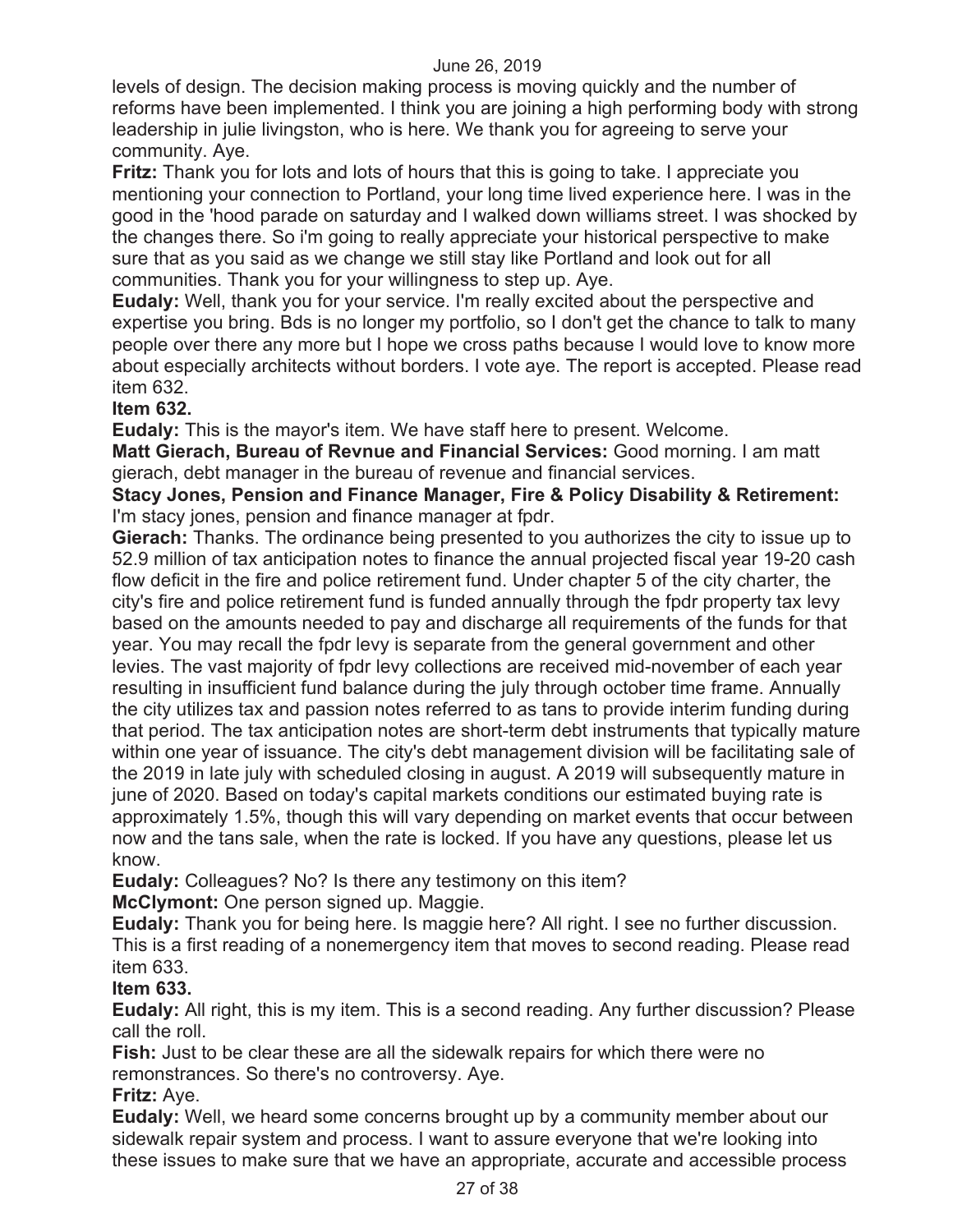levels of design. The decision making process is moving quickly and the number of reforms have been implemented. I think you are joining a high performing body with strong leadership in julie livingston, who is here. We thank you for agreeing to serve your community. Aye.

**Fritz:** Thank you for lots and lots of hours that this is going to take. I appreciate you mentioning your connection to Portland, your long time lived experience here. I was in the good in the 'hood parade on saturday and I walked down williams street. I was shocked by the changes there. So i'm going to really appreciate your historical perspective to make sure that as you said as we change we still stay like Portland and look out for all communities. Thank you for your willingness to step up. Aye.

**Eudaly:** Well, thank you for your service. I'm really excited about the perspective and expertise you bring. Bds is no longer my portfolio, so I don't get the chance to talk to many people over there any more but I hope we cross paths because I would love to know more about especially architects without borders. I vote aye. The report is accepted. Please read item 632.

**Item 632.**

**Eudaly:** This is the mayor's item. We have staff here to present. Welcome.

**Matt Gierach, Bureau of Revnue and Financial Services:** Good morning. I am matt gierach, debt manager in the bureau of revenue and financial services.

**Stacy Jones, Pension and Finance Manager, Fire & Policy Disability & Retirement:** I'm stacy jones, pension and finance manager at fpdr.

**Gierach:** Thanks. The ordinance being presented to you authorizes the city to issue up to 52.9 million of tax anticipation notes to finance the annual projected fiscal year 19-20 cash flow deficit in the fire and police retirement fund. Under chapter 5 of the city charter, the city's fire and police retirement fund is funded annually through the fpdr property tax levy based on the amounts needed to pay and discharge all requirements of the funds for that year. You may recall the fpdr levy is separate from the general government and other levies. The vast majority of fpdr levy collections are received mid-november of each year resulting in insufficient fund balance during the july through october time frame. Annually the city utilizes tax and passion notes referred to as tans to provide interim funding during that period. The tax anticipation notes are short-term debt instruments that typically mature within one year of issuance. The city's debt management division will be facilitating sale of the 2019 in late july with scheduled closing in august. A 2019 will subsequently mature in june of 2020. Based on today's capital markets conditions our estimated buying rate is approximately 1.5%, though this will vary depending on market events that occur between now and the tans sale, when the rate is locked. If you have any questions, please let us know.

**Eudaly:** Colleagues? No? Is there any testimony on this item?

**McClymont:** One person signed up. Maggie.

**Eudaly:** Thank you for being here. Is maggie here? All right. I see no further discussion. This is a first reading of a nonemergency item that moves to second reading. Please read item 633.

**Item 633.**

**Eudaly:** All right, this is my item. This is a second reading. Any further discussion? Please call the roll.

**Fish:** Just to be clear these are all the sidewalk repairs for which there were no remonstrances. So there's no controversy. Aye.

**Fritz:** Aye.

**Eudaly:** Well, we heard some concerns brought up by a community member about our sidewalk repair system and process. I want to assure everyone that we're looking into these issues to make sure that we have an appropriate, accurate and accessible process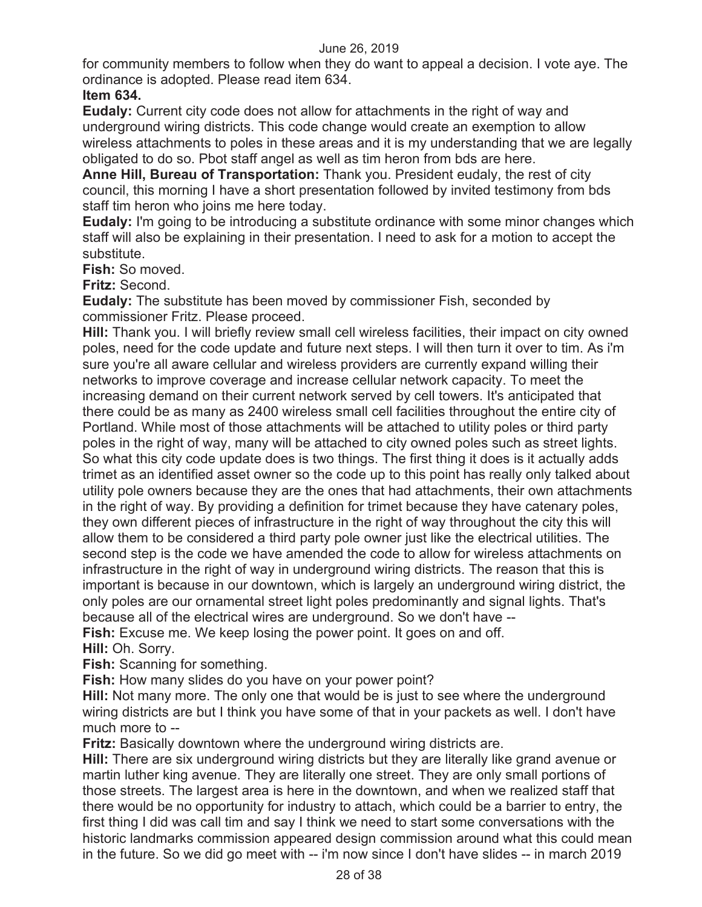for community members to follow when they do want to appeal a decision. I vote aye. The ordinance is adopted. Please read item 634.

**Item 634.**

**Eudaly:** Current city code does not allow for attachments in the right of way and underground wiring districts. This code change would create an exemption to allow wireless attachments to poles in these areas and it is my understanding that we are legally obligated to do so. Pbot staff angel as well as tim heron from bds are here.

**Anne Hill, Bureau of Transportation:** Thank you. President eudaly, the rest of city council, this morning I have a short presentation followed by invited testimony from bds staff tim heron who joins me here today.

**Eudaly:** I'm going to be introducing a substitute ordinance with some minor changes which staff will also be explaining in their presentation. I need to ask for a motion to accept the substitute.

**Fish:** So moved.

**Fritz:** Second.

**Eudaly:** The substitute has been moved by commissioner Fish, seconded by commissioner Fritz. Please proceed.

**Hill:** Thank you. I will briefly review small cell wireless facilities, their impact on city owned poles, need for the code update and future next steps. I will then turn it over to tim. As i'm sure you're all aware cellular and wireless providers are currently expand willing their networks to improve coverage and increase cellular network capacity. To meet the increasing demand on their current network served by cell towers. It's anticipated that there could be as many as 2400 wireless small cell facilities throughout the entire city of Portland. While most of those attachments will be attached to utility poles or third party poles in the right of way, many will be attached to city owned poles such as street lights. So what this city code update does is two things. The first thing it does is it actually adds trimet as an identified asset owner so the code up to this point has really only talked about utility pole owners because they are the ones that had attachments, their own attachments in the right of way. By providing a definition for trimet because they have catenary poles, they own different pieces of infrastructure in the right of way throughout the city this will allow them to be considered a third party pole owner just like the electrical utilities. The second step is the code we have amended the code to allow for wireless attachments on infrastructure in the right of way in underground wiring districts. The reason that this is important is because in our downtown, which is largely an underground wiring district, the only poles are our ornamental street light poles predominantly and signal lights. That's because all of the electrical wires are underground. So we don't have --

**Fish:** Excuse me. We keep losing the power point. It goes on and off.

**Hill:** Oh. Sorry.

**Fish:** Scanning for something.

**Fish:** How many slides do you have on your power point?

**Hill:** Not many more. The only one that would be is just to see where the underground wiring districts are but I think you have some of that in your packets as well. I don't have much more to --

**Fritz:** Basically downtown where the underground wiring districts are.

**Hill:** There are six underground wiring districts but they are literally like grand avenue or martin luther king avenue. They are literally one street. They are only small portions of those streets. The largest area is here in the downtown, and when we realized staff that there would be no opportunity for industry to attach, which could be a barrier to entry, the first thing I did was call tim and say I think we need to start some conversations with the historic landmarks commission appeared design commission around what this could mean in the future. So we did go meet with -- i'm now since I don't have slides -- in march 2019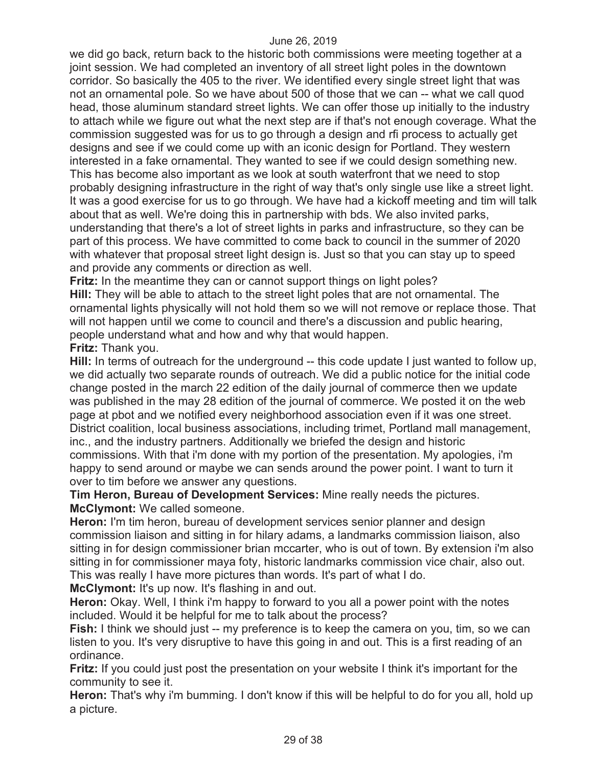we did go back, return back to the historic both commissions were meeting together at a joint session. We had completed an inventory of all street light poles in the downtown corridor. So basically the 405 to the river. We identified every single street light that was not an ornamental pole. So we have about 500 of those that we can -- what we call quod head, those aluminum standard street lights. We can offer those up initially to the industry to attach while we figure out what the next step are if that's not enough coverage. What the commission suggested was for us to go through a design and rfi process to actually get designs and see if we could come up with an iconic design for Portland. They western interested in a fake ornamental. They wanted to see if we could design something new. This has become also important as we look at south waterfront that we need to stop probably designing infrastructure in the right of way that's only single use like a street light. It was a good exercise for us to go through. We have had a kickoff meeting and tim will talk about that as well. We're doing this in partnership with bds. We also invited parks, understanding that there's a lot of street lights in parks and infrastructure, so they can be part of this process. We have committed to come back to council in the summer of 2020 with whatever that proposal street light design is. Just so that you can stay up to speed and provide any comments or direction as well.

**Fritz:** In the meantime they can or cannot support things on light poles?

**Hill:** They will be able to attach to the street light poles that are not ornamental. The ornamental lights physically will not hold them so we will not remove or replace those. That will not happen until we come to council and there's a discussion and public hearing, people understand what and how and why that would happen.

**Fritz:** Thank you.

**Hill:** In terms of outreach for the underground -- this code update I just wanted to follow up, we did actually two separate rounds of outreach. We did a public notice for the initial code change posted in the march 22 edition of the daily journal of commerce then we update was published in the may 28 edition of the journal of commerce. We posted it on the web page at pbot and we notified every neighborhood association even if it was one street. District coalition, local business associations, including trimet, Portland mall management, inc., and the industry partners. Additionally we briefed the design and historic commissions. With that i'm done with my portion of the presentation. My apologies, i'm happy to send around or maybe we can sends around the power point. I want to turn it over to tim before we answer any questions.

**Tim Heron, Bureau of Development Services:** Mine really needs the pictures.

**McClymont:** We called someone.

**Heron:** I'm tim heron, bureau of development services senior planner and design commission liaison and sitting in for hilary adams, a landmarks commission liaison, also sitting in for design commissioner brian mccarter, who is out of town. By extension i'm also sitting in for commissioner maya foty, historic landmarks commission vice chair, also out. This was really I have more pictures than words. It's part of what I do.

**McClymont:** It's up now. It's flashing in and out.

**Heron:** Okay. Well, I think i'm happy to forward to you all a power point with the notes included. Would it be helpful for me to talk about the process?

**Fish:** I think we should just -- my preference is to keep the camera on you, tim, so we can listen to you. It's very disruptive to have this going in and out. This is a first reading of an ordinance.

**Fritz:** If you could just post the presentation on your website I think it's important for the community to see it.

**Heron:** That's why i'm bumming. I don't know if this will be helpful to do for you all, hold up a picture.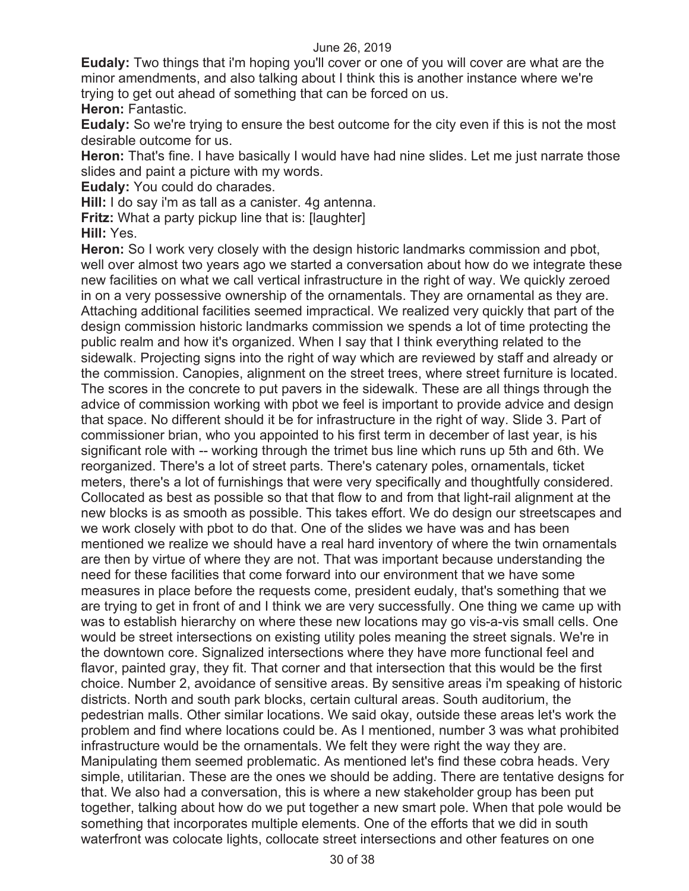**Eudaly:** Two things that i'm hoping you'll cover or one of you will cover are what are the minor amendments, and also talking about I think this is another instance where we're trying to get out ahead of something that can be forced on us.

**Heron:** Fantastic.

**Eudaly:** So we're trying to ensure the best outcome for the city even if this is not the most desirable outcome for us.

**Heron:** That's fine. I have basically I would have had nine slides. Let me just narrate those slides and paint a picture with my words.

**Eudaly:** You could do charades.

**Hill:** I do say i'm as tall as a canister. 4g antenna.

**Fritz:** What a party pickup line that is: [laughter]

**Hill:** Yes.

**Heron:** So I work very closely with the design historic landmarks commission and pbot, well over almost two years ago we started a conversation about how do we integrate these new facilities on what we call vertical infrastructure in the right of way. We quickly zeroed in on a very possessive ownership of the ornamentals. They are ornamental as they are. Attaching additional facilities seemed impractical. We realized very quickly that part of the design commission historic landmarks commission we spends a lot of time protecting the public realm and how it's organized. When I say that I think everything related to the sidewalk. Projecting signs into the right of way which are reviewed by staff and already or the commission. Canopies, alignment on the street trees, where street furniture is located. The scores in the concrete to put pavers in the sidewalk. These are all things through the advice of commission working with pbot we feel is important to provide advice and design that space. No different should it be for infrastructure in the right of way. Slide 3. Part of commissioner brian, who you appointed to his first term in december of last year, is his significant role with -- working through the trimet bus line which runs up 5th and 6th. We reorganized. There's a lot of street parts. There's catenary poles, ornamentals, ticket meters, there's a lot of furnishings that were very specifically and thoughtfully considered. Collocated as best as possible so that that flow to and from that light-rail alignment at the new blocks is as smooth as possible. This takes effort. We do design our streetscapes and we work closely with pbot to do that. One of the slides we have was and has been mentioned we realize we should have a real hard inventory of where the twin ornamentals are then by virtue of where they are not. That was important because understanding the need for these facilities that come forward into our environment that we have some measures in place before the requests come, president eudaly, that's something that we are trying to get in front of and I think we are very successfully. One thing we came up with was to establish hierarchy on where these new locations may go vis-a-vis small cells. One would be street intersections on existing utility poles meaning the street signals. We're in the downtown core. Signalized intersections where they have more functional feel and flavor, painted gray, they fit. That corner and that intersection that this would be the first choice. Number 2, avoidance of sensitive areas. By sensitive areas i'm speaking of historic districts. North and south park blocks, certain cultural areas. South auditorium, the pedestrian malls. Other similar locations. We said okay, outside these areas let's work the problem and find where locations could be. As I mentioned, number 3 was what prohibited infrastructure would be the ornamentals. We felt they were right the way they are. Manipulating them seemed problematic. As mentioned let's find these cobra heads. Very simple, utilitarian. These are the ones we should be adding. There are tentative designs for that. We also had a conversation, this is where a new stakeholder group has been put together, talking about how do we put together a new smart pole. When that pole would be something that incorporates multiple elements. One of the efforts that we did in south waterfront was colocate lights, collocate street intersections and other features on one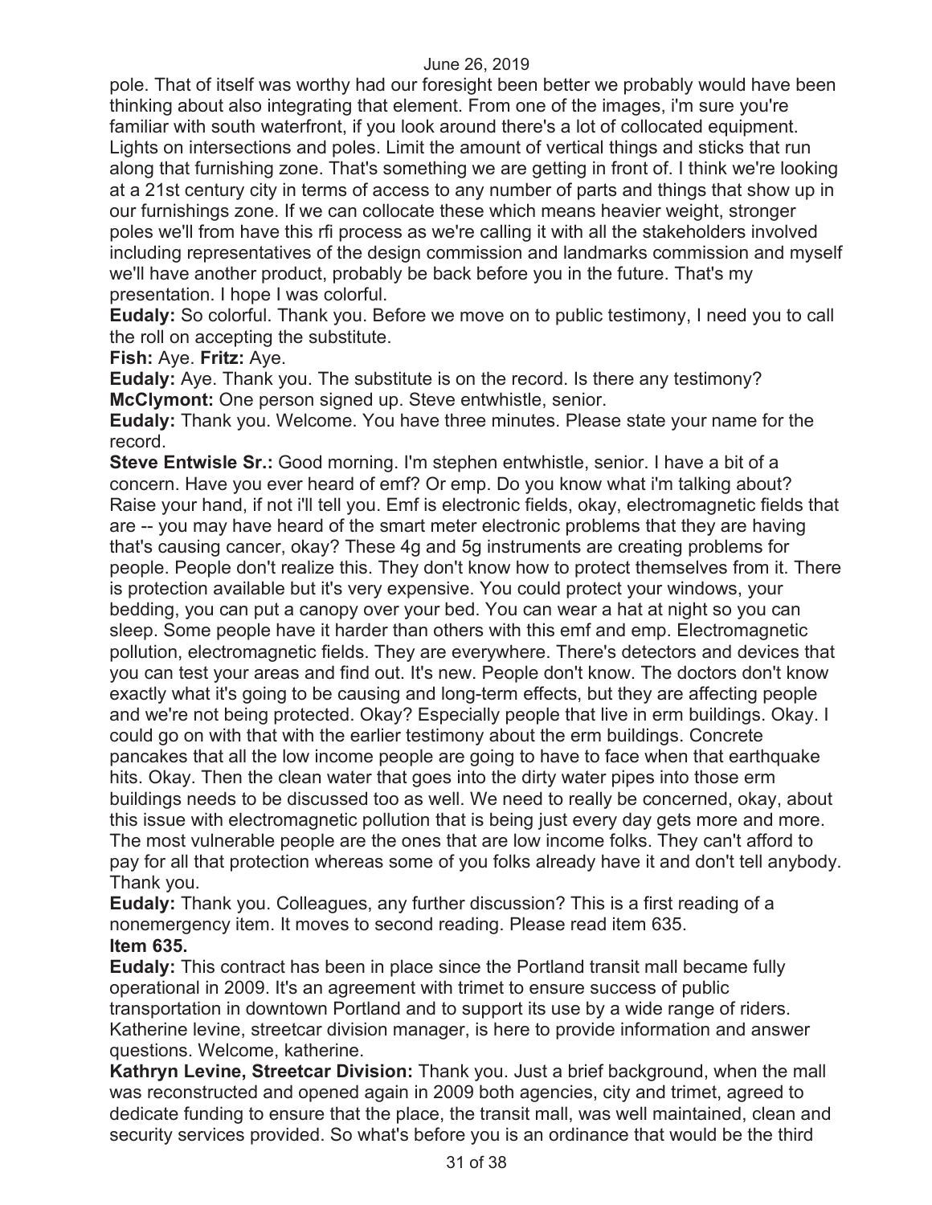pole. That of itself was worthy had our foresight been better we probably would have been thinking about also integrating that element. From one of the images, i'm sure you're familiar with south waterfront, if you look around there's a lot of collocated equipment. Lights on intersections and poles. Limit the amount of vertical things and sticks that run along that furnishing zone. That's something we are getting in front of. I think we're looking at a 21st century city in terms of access to any number of parts and things that show up in our furnishings zone. If we can collocate these which means heavier weight, stronger poles we'll from have this rfi process as we're calling it with all the stakeholders involved including representatives of the design commission and landmarks commission and myself we'll have another product, probably be back before you in the future. That's my presentation. I hope I was colorful.

**Eudaly:** So colorful. Thank you. Before we move on to public testimony, I need you to call the roll on accepting the substitute.

**Fish:** Aye. **Fritz:** Aye.

**Eudaly:** Aye. Thank you. The substitute is on the record. Is there any testimony?

**McClymont:** One person signed up. Steve entwhistle, senior.

**Eudaly:** Thank you. Welcome. You have three minutes. Please state your name for the record.

**Steve Entwisle Sr.:** Good morning. I'm stephen entwhistle, senior. I have a bit of a concern. Have you ever heard of emf? Or emp. Do you know what i'm talking about? Raise your hand, if not i'll tell you. Emf is electronic fields, okay, electromagnetic fields that are -- you may have heard of the smart meter electronic problems that they are having that's causing cancer, okay? These 4g and 5g instruments are creating problems for people. People don't realize this. They don't know how to protect themselves from it. There is protection available but it's very expensive. You could protect your windows, your bedding, you can put a canopy over your bed. You can wear a hat at night so you can sleep. Some people have it harder than others with this emf and emp. Electromagnetic pollution, electromagnetic fields. They are everywhere. There's detectors and devices that you can test your areas and find out. It's new. People don't know. The doctors don't know exactly what it's going to be causing and long-term effects, but they are affecting people and we're not being protected. Okay? Especially people that live in erm buildings. Okay. I could go on with that with the earlier testimony about the erm buildings. Concrete pancakes that all the low income people are going to have to face when that earthquake hits. Okay. Then the clean water that goes into the dirty water pipes into those erm buildings needs to be discussed too as well. We need to really be concerned, okay, about this issue with electromagnetic pollution that is being just every day gets more and more. The most vulnerable people are the ones that are low income folks. They can't afford to pay for all that protection whereas some of you folks already have it and don't tell anybody. Thank you.

**Eudaly:** Thank you. Colleagues, any further discussion? This is a first reading of a nonemergency item. It moves to second reading. Please read item 635.

**Item 635.**

**Eudaly:** This contract has been in place since the Portland transit mall became fully operational in 2009. It's an agreement with trimet to ensure success of public transportation in downtown Portland and to support its use by a wide range of riders. Katherine levine, streetcar division manager, is here to provide information and answer questions. Welcome, katherine.

**Kathryn Levine, Streetcar Division:** Thank you. Just a brief background, when the mall was reconstructed and opened again in 2009 both agencies, city and trimet, agreed to dedicate funding to ensure that the place, the transit mall, was well maintained, clean and security services provided. So what's before you is an ordinance that would be the third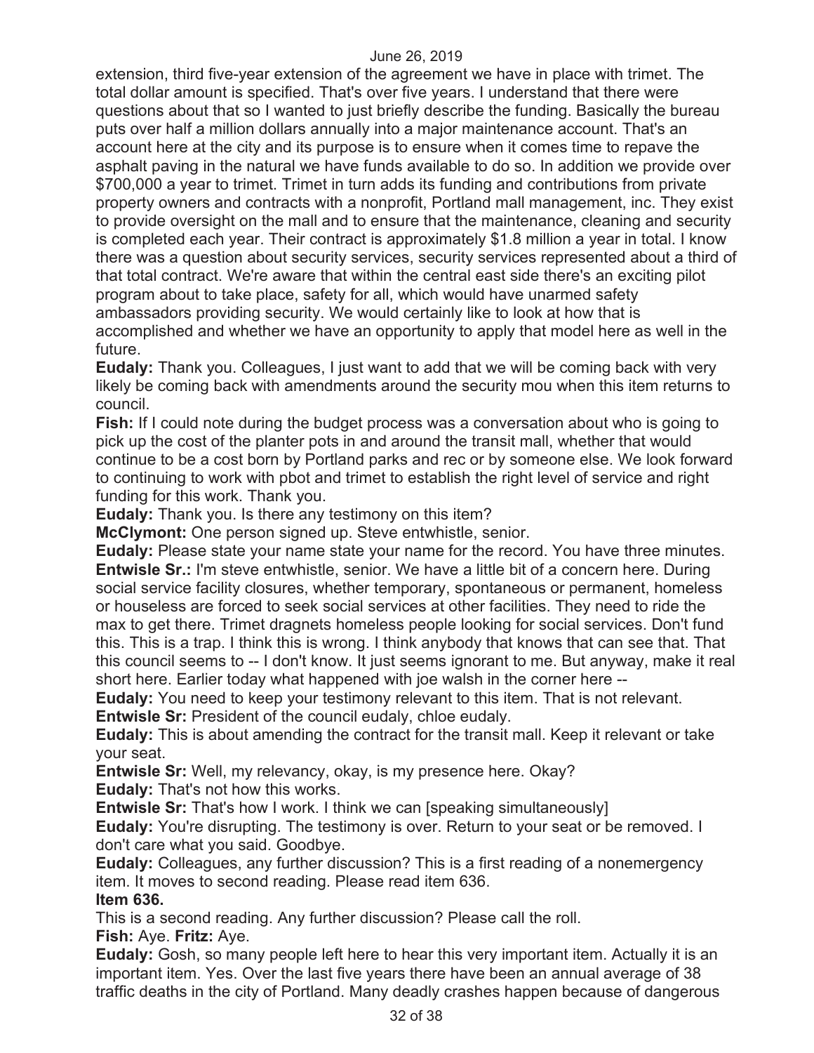extension, third five-year extension of the agreement we have in place with trimet. The total dollar amount is specified. That's over five years. I understand that there were questions about that so I wanted to just briefly describe the funding. Basically the bureau puts over half a million dollars annually into a major maintenance account. That's an account here at the city and its purpose is to ensure when it comes time to repave the asphalt paving in the natural we have funds available to do so. In addition we provide over $700,000 a year to trimet. Trimet in turn adds its funding and contributions from private property owners and contracts with a nonprofit, Portland mall management, inc. They exist to provide oversight on the mall and to ensure that the maintenance, cleaning and security is completed each year. Their contract is approximately $1.8 million a year in total. I know there was a question about security services, security services represented about a third of that total contract. We're aware that within the central east side there's an exciting pilot program about to take place, safety for all, which would have unarmed safety ambassadors providing security. We would certainly like to look at how that is accomplished and whether we have an opportunity to apply that model here as well in the future.

**Eudaly:** Thank you. Colleagues, I just want to add that we will be coming back with very likely be coming back with amendments around the security mou when this item returns to council.

**Fish:** If I could note during the budget process was a conversation about who is going to pick up the cost of the planter pots in and around the transit mall, whether that would continue to be a cost born by Portland parks and rec or by someone else. We look forward to continuing to work with pbot and trimet to establish the right level of service and right funding for this work. Thank you.

**Eudaly:** Thank you. Is there any testimony on this item?

**McClymont:** One person signed up. Steve entwhistle, senior.

**Eudaly:** Please state your name state your name for the record. You have three minutes.

**Entwisle Sr.:** I'm steve entwhistle, senior. We have a little bit of a concern here. During social service facility closures, whether temporary, spontaneous or permanent, homeless or houseless are forced to seek social services at other facilities. They need to ride the max to get there. Trimet dragnets homeless people looking for social services. Don't fund this. This is a trap. I think this is wrong. I think anybody that knows that can see that. That this council seems to -- I don't know. It just seems ignorant to me. But anyway, make it real short here. Earlier today what happened with joe walsh in the corner here --

**Eudaly:** You need to keep your testimony relevant to this item. That is not relevant.

**Entwisle Sr:** President of the council eudaly, chloe eudaly.

**Eudaly:** This is about amending the contract for the transit mall. Keep it relevant or take your seat.

**Entwisle Sr:** Well, my relevancy, okay, is my presence here. Okay?

**Eudaly:** That's not how this works.

**Entwisle Sr:** That's how I work. I think we can [speaking simultaneously]

**Eudaly:** You're disrupting. The testimony is over. Return to your seat or be removed. I don't care what you said. Goodbye.

**Eudaly:** Colleagues, any further discussion? This is a first reading of a nonemergency item. It moves to second reading. Please read item 636.

**Item 636.**

This is a second reading. Any further discussion? Please call the roll.

**Fish:** Aye. **Fritz:** Aye.

**Eudaly:** Gosh, so many people left here to hear this very important item. Actually it is an important item. Yes. Over the last five years there have been an annual average of 38 traffic deaths in the city of Portland. Many deadly crashes happen because of dangerous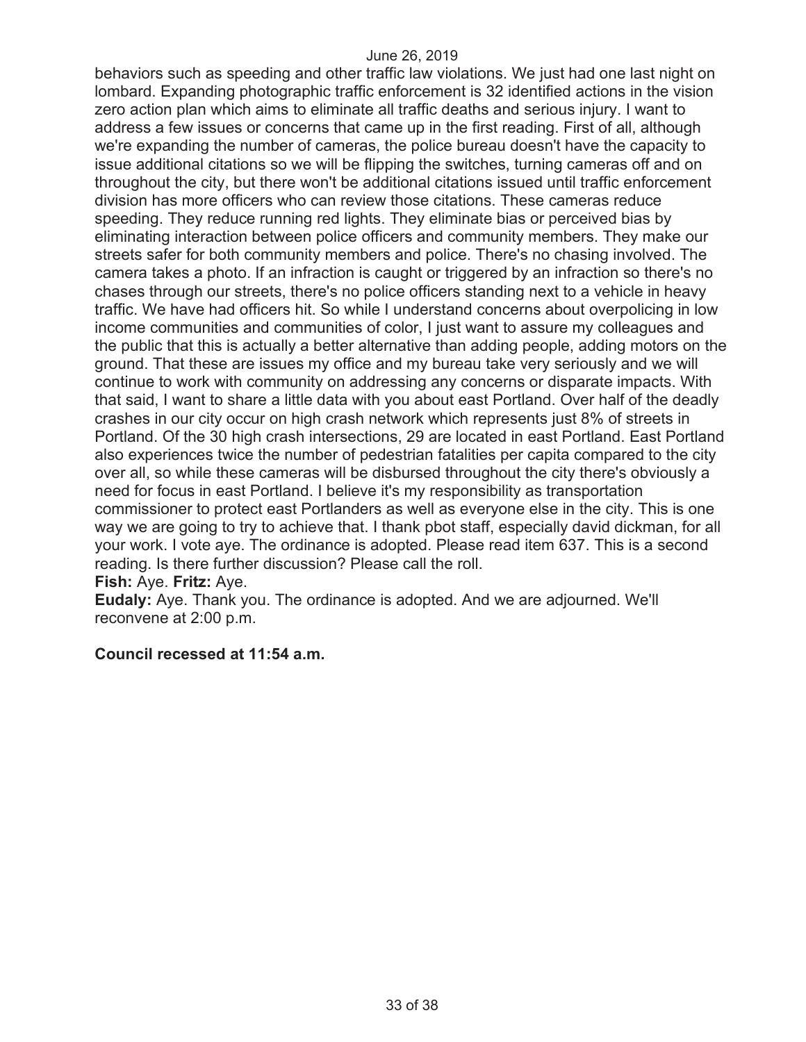behaviors such as speeding and other traffic law violations. We just had one last night on lombard. Expanding photographic traffic enforcement is 32 identified actions in the vision zero action plan which aims to eliminate all traffic deaths and serious injury. I want to address a few issues or concerns that came up in the first reading. First of all, although we're expanding the number of cameras, the police bureau doesn't have the capacity to issue additional citations so we will be flipping the switches, turning cameras off and on throughout the city, but there won't be additional citations issued until traffic enforcement division has more officers who can review those citations. These cameras reduce speeding. They reduce running red lights. They eliminate bias or perceived bias by eliminating interaction between police officers and community members. They make our streets safer for both community members and police. There's no chasing involved. The camera takes a photo. If an infraction is caught or triggered by an infraction so there's no chases through our streets, there's no police officers standing next to a vehicle in heavy traffic. We have had officers hit. So while I understand concerns about overpolicing in low income communities and communities of color, I just want to assure my colleagues and the public that this is actually a better alternative than adding people, adding motors on the ground. That these are issues my office and my bureau take very seriously and we will continue to work with community on addressing any concerns or disparate impacts. With that said, I want to share a little data with you about east Portland. Over half of the deadly crashes in our city occur on high crash network which represents just 8% of streets in Portland. Of the 30 high crash intersections, 29 are located in east Portland. East Portland also experiences twice the number of pedestrian fatalities per capita compared to the city over all, so while these cameras will be disbursed throughout the city there's obviously a need for focus in east Portland. I believe it's my responsibility as transportation commissioner to protect east Portlanders as well as everyone else in the city. This is one way we are going to try to achieve that. I thank pbot staff, especially david dickman, for all your work. I vote aye. The ordinance is adopted. Please read item 637. This is a second reading. Is there further discussion? Please call the roll.

**Fish:** Aye. **Fritz:** Aye.

**Eudaly:** Aye. Thank you. The ordinance is adopted. And we are adjourned. We'll reconvene at 2:00 p.m.

**Council recessed at 11:54 a.m.**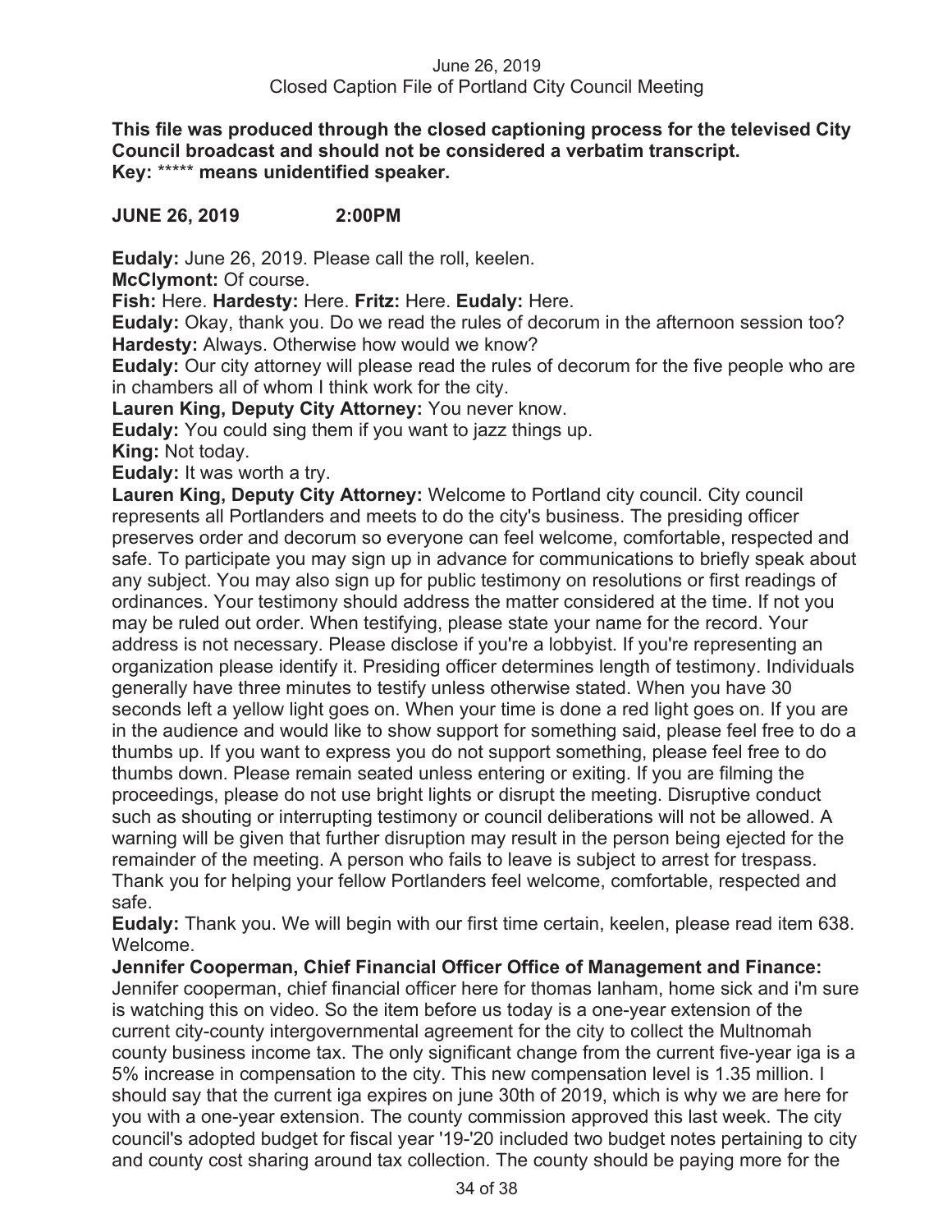**This file was produced through the closed captioning process for the televised City Council broadcast and should not be considered a verbatim transcript.**
**Key: ***** means unidentified speaker.**

**JUNE 26, 2019 2:00PM**

**Eudaly:** June 26, 2019. Please call the roll, keelen.

**McClymont:** Of course.

**Fish:** Here. **Hardesty:** Here. **Fritz:** Here. **Eudaly:** Here.

**Eudaly:** Okay, thank you. Do we read the rules of decorum in the afternoon session too?

**Hardesty:** Always. Otherwise how would we know?

**Eudaly:** Our city attorney will please read the rules of decorum for the five people who are in chambers all of whom I think work for the city.

**Lauren King, Deputy City Attorney:** You never know.

**Eudaly:** You could sing them if you want to jazz things up.

**King:** Not today.

**Eudaly:** It was worth a try.

**Lauren King, Deputy City Attorney:** Welcome to Portland city council. City council represents all Portlanders and meets to do the city's business. The presiding officer preserves order and decorum so everyone can feel welcome, comfortable, respected and safe. To participate you may sign up in advance for communications to briefly speak about any subject. You may also sign up for public testimony on resolutions or first readings of ordinances. Your testimony should address the matter considered at the time. If not you may be ruled out order. When testifying, please state your name for the record. Your address is not necessary. Please disclose if you're a lobbyist. If you're representing an organization please identify it. Presiding officer determines length of testimony. Individuals generally have three minutes to testify unless otherwise stated. When you have 30 seconds left a yellow light goes on. When your time is done a red light goes on. If you are in the audience and would like to show support for something said, please feel free to do a thumbs up. If you want to express you do not support something, please feel free to do thumbs down. Please remain seated unless entering or exiting. If you are filming the proceedings, please do not use bright lights or disrupt the meeting. Disruptive conduct such as shouting or interrupting testimony or council deliberations will not be allowed. A warning will be given that further disruption may result in the person being ejected for the remainder of the meeting. A person who fails to leave is subject to arrest for trespass. Thank you for helping your fellow Portlanders feel welcome, comfortable, respected and safe.

**Eudaly:** Thank you. We will begin with our first time certain, keelen, please read item 638. Welcome.

**Jennifer Cooperman, Chief Financial Officer Office of Management and Finance:** Jennifer cooperman, chief financial officer here for thomas lanham, home sick and i'm sure is watching this on video. So the item before us today is a one-year extension of the current city-county intergovernmental agreement for the city to collect the Multnomah county business income tax. The only significant change from the current five-year iga is a 5% increase in compensation to the city. This new compensation level is 1.35 million. I should say that the current iga expires on june 30th of 2019, which is why we are here for you with a one-year extension. The county commission approved this last week. The city council's adopted budget for fiscal year '19-'20 included two budget notes pertaining to city and county cost sharing around tax collection. The county should be paying more for the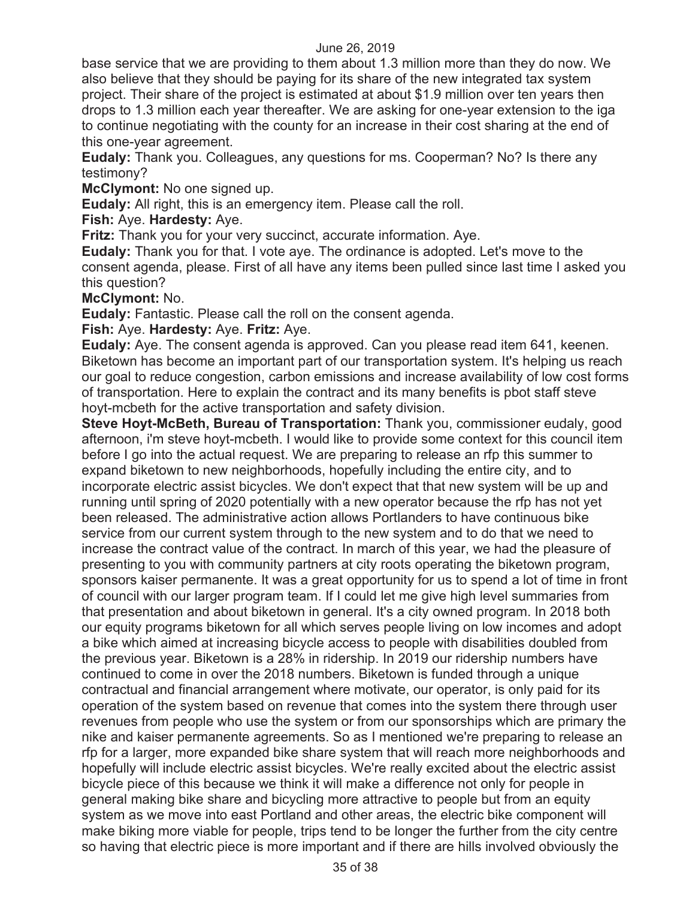base service that we are providing to them about 1.3 million more than they do now. We also believe that they should be paying for its share of the new integrated tax system project. Their share of the project is estimated at about $1.9 million over ten years then drops to 1.3 million each year thereafter. We are asking for one-year extension to the iga to continue negotiating with the county for an increase in their cost sharing at the end of this one-year agreement.

**Eudaly:** Thank you. Colleagues, any questions for ms. Cooperman? No? Is there any testimony?

**McClymont:** No one signed up.

**Eudaly:** All right, this is an emergency item. Please call the roll.

**Fish:** Aye. **Hardesty:** Aye.

**Fritz:** Thank you for your very succinct, accurate information. Aye.

**Eudaly:** Thank you for that. I vote aye. The ordinance is adopted. Let's move to the consent agenda, please. First of all have any items been pulled since last time I asked you this question?

**McClymont:** No.

**Eudaly:** Fantastic. Please call the roll on the consent agenda.

**Fish:** Aye. **Hardesty:** Aye. **Fritz:** Aye.

**Eudaly:** Aye. The consent agenda is approved. Can you please read item 641, keenen. Biketown has become an important part of our transportation system. It's helping us reach our goal to reduce congestion, carbon emissions and increase availability of low cost forms of transportation. Here to explain the contract and its many benefits is pbot staff steve hoyt-mcbeth for the active transportation and safety division.

**Steve Hoyt-McBeth, Bureau of Transportation:** Thank you, commissioner eudaly, good afternoon, i'm steve hoyt-mcbeth. I would like to provide some context for this council item before I go into the actual request. We are preparing to release an rfp this summer to expand biketown to new neighborhoods, hopefully including the entire city, and to incorporate electric assist bicycles. We don't expect that that new system will be up and running until spring of 2020 potentially with a new operator because the rfp has not yet been released. The administrative action allows Portlanders to have continuous bike service from our current system through to the new system and to do that we need to increase the contract value of the contract. In march of this year, we had the pleasure of presenting to you with community partners at city roots operating the biketown program, sponsors kaiser permanente. It was a great opportunity for us to spend a lot of time in front of council with our larger program team. If I could let me give high level summaries from that presentation and about biketown in general. It's a city owned program. In 2018 both our equity programs biketown for all which serves people living on low incomes and adopt a bike which aimed at increasing bicycle access to people with disabilities doubled from the previous year. Biketown is a 28% in ridership. In 2019 our ridership numbers have continued to come in over the 2018 numbers. Biketown is funded through a unique contractual and financial arrangement where motivate, our operator, is only paid for its operation of the system based on revenue that comes into the system there through user revenues from people who use the system or from our sponsorships which are primary the nike and kaiser permanente agreements. So as I mentioned we're preparing to release an rfp for a larger, more expanded bike share system that will reach more neighborhoods and hopefully will include electric assist bicycles. We're really excited about the electric assist bicycle piece of this because we think it will make a difference not only for people in general making bike share and bicycling more attractive to people but from an equity system as we move into east Portland and other areas, the electric bike component will make biking more viable for people, trips tend to be longer the further from the city centre so having that electric piece is more important and if there are hills involved obviously the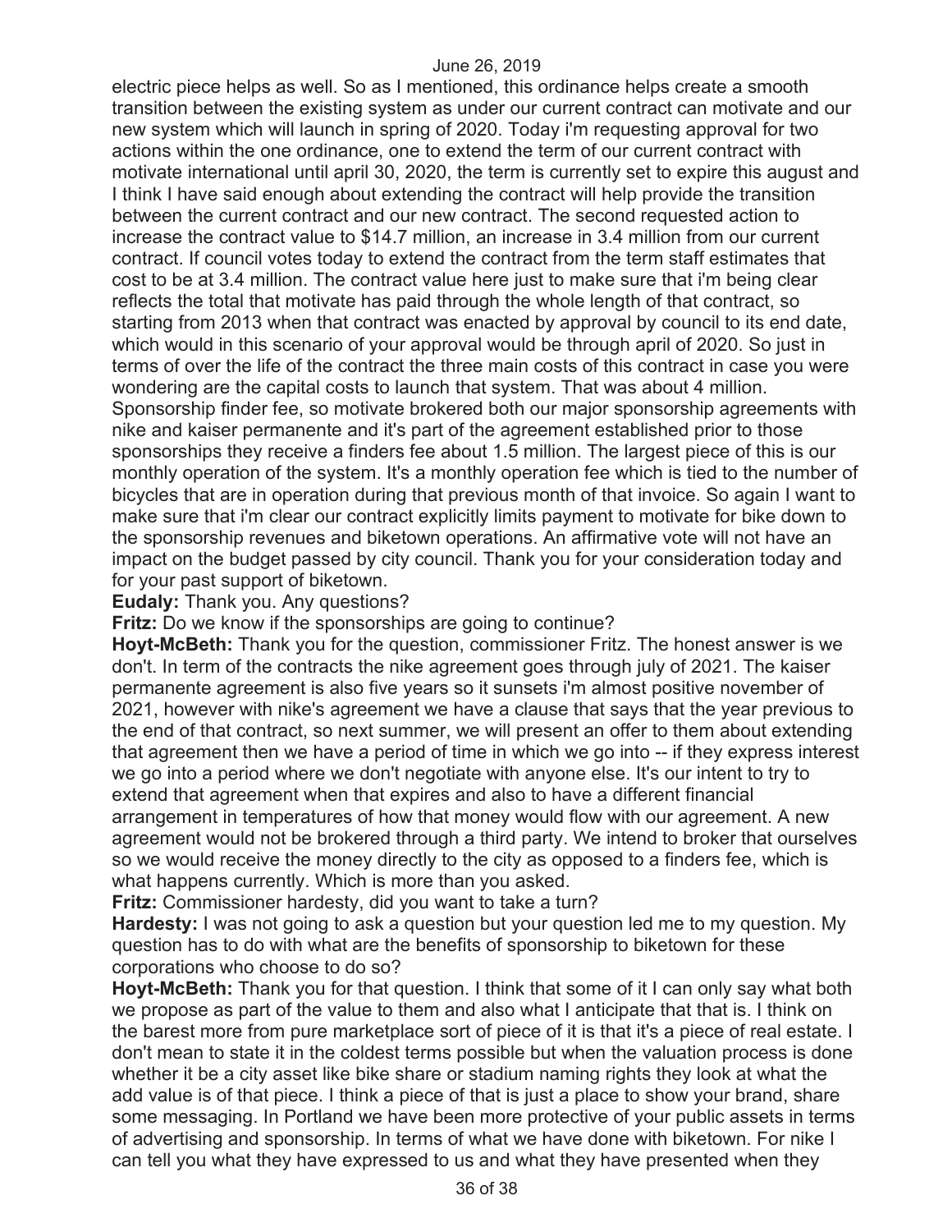electric piece helps as well. So as I mentioned, this ordinance helps create a smooth transition between the existing system as under our current contract can motivate and our new system which will launch in spring of 2020. Today i'm requesting approval for two actions within the one ordinance, one to extend the term of our current contract with motivate international until april 30, 2020, the term is currently set to expire this august and I think I have said enough about extending the contract will help provide the transition between the current contract and our new contract. The second requested action to increase the contract value to $14.7 million, an increase in 3.4 million from our current contract. If council votes today to extend the contract from the term staff estimates that cost to be at 3.4 million. The contract value here just to make sure that i'm being clear reflects the total that motivate has paid through the whole length of that contract, so starting from 2013 when that contract was enacted by approval by council to its end date, which would in this scenario of your approval would be through april of 2020. So just in terms of over the life of the contract the three main costs of this contract in case you were wondering are the capital costs to launch that system. That was about 4 million. Sponsorship finder fee, so motivate brokered both our major sponsorship agreements with nike and kaiser permanente and it's part of the agreement established prior to those sponsorships they receive a finders fee about 1.5 million. The largest piece of this is our monthly operation of the system. It's a monthly operation fee which is tied to the number of bicycles that are in operation during that previous month of that invoice. So again I want to make sure that i'm clear our contract explicitly limits payment to motivate for bike down to the sponsorship revenues and biketown operations. An affirmative vote will not have an impact on the budget passed by city council. Thank you for your consideration today and for your past support of biketown.

**Eudaly:** Thank you. Any questions?

**Fritz:** Do we know if the sponsorships are going to continue?

**Hoyt-McBeth:** Thank you for the question, commissioner Fritz. The honest answer is we don't. In term of the contracts the nike agreement goes through july of 2021. The kaiser permanente agreement is also five years so it sunsets i'm almost positive november of 2021, however with nike's agreement we have a clause that says that the year previous to the end of that contract, so next summer, we will present an offer to them about extending that agreement then we have a period of time in which we go into -- if they express interest we go into a period where we don't negotiate with anyone else. It's our intent to try to extend that agreement when that expires and also to have a different financial arrangement in temperatures of how that money would flow with our agreement. A new agreement would not be brokered through a third party. We intend to broker that ourselves so we would receive the money directly to the city as opposed to a finders fee, which is what happens currently. Which is more than you asked.

**Fritz:** Commissioner hardesty, did you want to take a turn?

**Hardesty:** I was not going to ask a question but your question led me to my question. My question has to do with what are the benefits of sponsorship to biketown for these corporations who choose to do so?

**Hoyt-McBeth:** Thank you for that question. I think that some of it I can only say what both we propose as part of the value to them and also what I anticipate that that is. I think on the barest more from pure marketplace sort of piece of it is that it's a piece of real estate. I don't mean to state it in the coldest terms possible but when the valuation process is done whether it be a city asset like bike share or stadium naming rights they look at what the add value is of that piece. I think a piece of that is just a place to show your brand, share some messaging. In Portland we have been more protective of your public assets in terms of advertising and sponsorship. In terms of what we have done with biketown. For nike I can tell you what they have expressed to us and what they have presented when they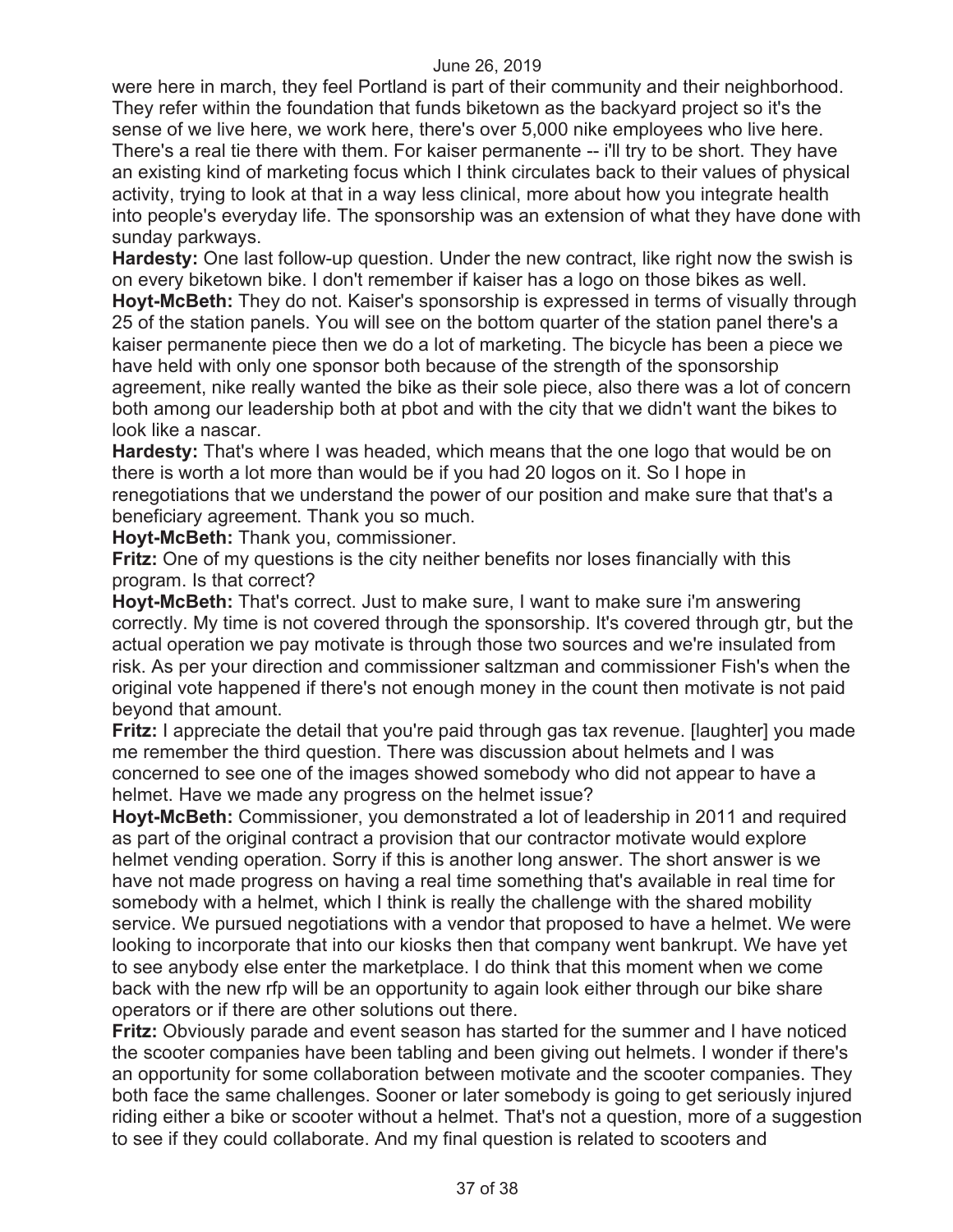were here in march, they feel Portland is part of their community and their neighborhood. They refer within the foundation that funds biketown as the backyard project so it's the sense of we live here, we work here, there's over 5,000 nike employees who live here. There's a real tie there with them. For kaiser permanente -- i'll try to be short. They have an existing kind of marketing focus which I think circulates back to their values of physical activity, trying to look at that in a way less clinical, more about how you integrate health into people's everyday life. The sponsorship was an extension of what they have done with sunday parkways.

**Hardesty:** One last follow-up question. Under the new contract, like right now the swish is on every biketown bike. I don't remember if kaiser has a logo on those bikes as well.

**Hoyt-McBeth:** They do not. Kaiser's sponsorship is expressed in terms of visually through 25 of the station panels. You will see on the bottom quarter of the station panel there's a kaiser permanente piece then we do a lot of marketing. The bicycle has been a piece we have held with only one sponsor both because of the strength of the sponsorship agreement, nike really wanted the bike as their sole piece, also there was a lot of concern both among our leadership both at pbot and with the city that we didn't want the bikes to look like a nascar.

**Hardesty:** That's where I was headed, which means that the one logo that would be on there is worth a lot more than would be if you had 20 logos on it. So I hope in renegotiations that we understand the power of our position and make sure that that's a beneficiary agreement. Thank you so much.

**Hoyt-McBeth:** Thank you, commissioner.

**Fritz:** One of my questions is the city neither benefits nor loses financially with this program. Is that correct?

**Hoyt-McBeth:** That's correct. Just to make sure, I want to make sure i'm answering correctly. My time is not covered through the sponsorship. It's covered through gtr, but the actual operation we pay motivate is through those two sources and we're insulated from risk. As per your direction and commissioner saltzman and commissioner Fish's when the original vote happened if there's not enough money in the count then motivate is not paid beyond that amount.

**Fritz:** I appreciate the detail that you're paid through gas tax revenue. [laughter] you made me remember the third question. There was discussion about helmets and I was concerned to see one of the images showed somebody who did not appear to have a helmet. Have we made any progress on the helmet issue?

**Hoyt-McBeth:** Commissioner, you demonstrated a lot of leadership in 2011 and required as part of the original contract a provision that our contractor motivate would explore helmet vending operation. Sorry if this is another long answer. The short answer is we have not made progress on having a real time something that's available in real time for somebody with a helmet, which I think is really the challenge with the shared mobility service. We pursued negotiations with a vendor that proposed to have a helmet. We were looking to incorporate that into our kiosks then that company went bankrupt. We have yet to see anybody else enter the marketplace. I do think that this moment when we come back with the new rfp will be an opportunity to again look either through our bike share operators or if there are other solutions out there.

**Fritz:** Obviously parade and event season has started for the summer and I have noticed the scooter companies have been tabling and been giving out helmets. I wonder if there's an opportunity for some collaboration between motivate and the scooter companies. They both face the same challenges. Sooner or later somebody is going to get seriously injured riding either a bike or scooter without a helmet. That's not a question, more of a suggestion to see if they could collaborate. And my final question is related to scooters and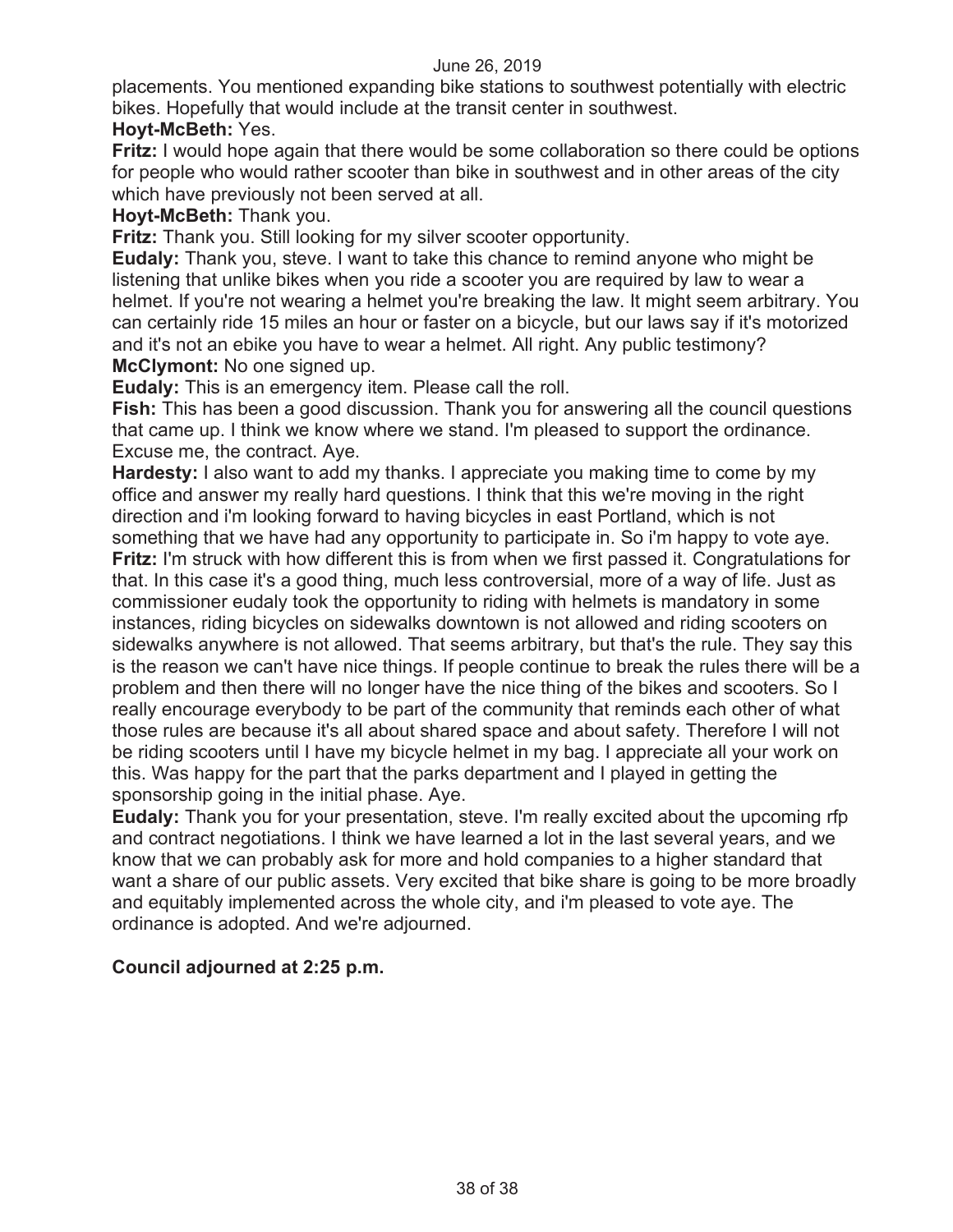placements. You mentioned expanding bike stations to southwest potentially with electric bikes. Hopefully that would include at the transit center in southwest.

**Hoyt-McBeth:** Yes.

**Fritz:** I would hope again that there would be some collaboration so there could be options for people who would rather scooter than bike in southwest and in other areas of the city which have previously not been served at all.

**Hoyt-McBeth:** Thank you.

**Fritz:** Thank you. Still looking for my silver scooter opportunity.

**Eudaly:** Thank you, steve. I want to take this chance to remind anyone who might be listening that unlike bikes when you ride a scooter you are required by law to wear a helmet. If you're not wearing a helmet you're breaking the law. It might seem arbitrary. You can certainly ride 15 miles an hour or faster on a bicycle, but our laws say if it's motorized and it's not an ebike you have to wear a helmet. All right. Any public testimony?

**McClymont:** No one signed up.

**Eudaly:** This is an emergency item. Please call the roll.

**Fish:** This has been a good discussion. Thank you for answering all the council questions that came up. I think we know where we stand. I'm pleased to support the ordinance. Excuse me, the contract. Aye.

**Hardesty:** I also want to add my thanks. I appreciate you making time to come by my office and answer my really hard questions. I think that this we're moving in the right direction and i'm looking forward to having bicycles in east Portland, which is not something that we have had any opportunity to participate in. So i'm happy to vote aye.

**Fritz:** I'm struck with how different this is from when we first passed it. Congratulations for that. In this case it's a good thing, much less controversial, more of a way of life. Just as commissioner eudaly took the opportunity to riding with helmets is mandatory in some instances, riding bicycles on sidewalks downtown is not allowed and riding scooters on sidewalks anywhere is not allowed. That seems arbitrary, but that's the rule. They say this is the reason we can't have nice things. If people continue to break the rules there will be a problem and then there will no longer have the nice thing of the bikes and scooters. So I really encourage everybody to be part of the community that reminds each other of what those rules are because it's all about shared space and about safety. Therefore I will not be riding scooters until I have my bicycle helmet in my bag. I appreciate all your work on this. Was happy for the part that the parks department and I played in getting the sponsorship going in the initial phase. Aye.

**Eudaly:** Thank you for your presentation, steve. I'm really excited about the upcoming rfp and contract negotiations. I think we have learned a lot in the last several years, and we know that we can probably ask for more and hold companies to a higher standard that want a share of our public assets. Very excited that bike share is going to be more broadly and equitably implemented across the whole city, and i'm pleased to vote aye. The ordinance is adopted. And we're adjourned.

**Council adjourned at 2:25 p.m.**